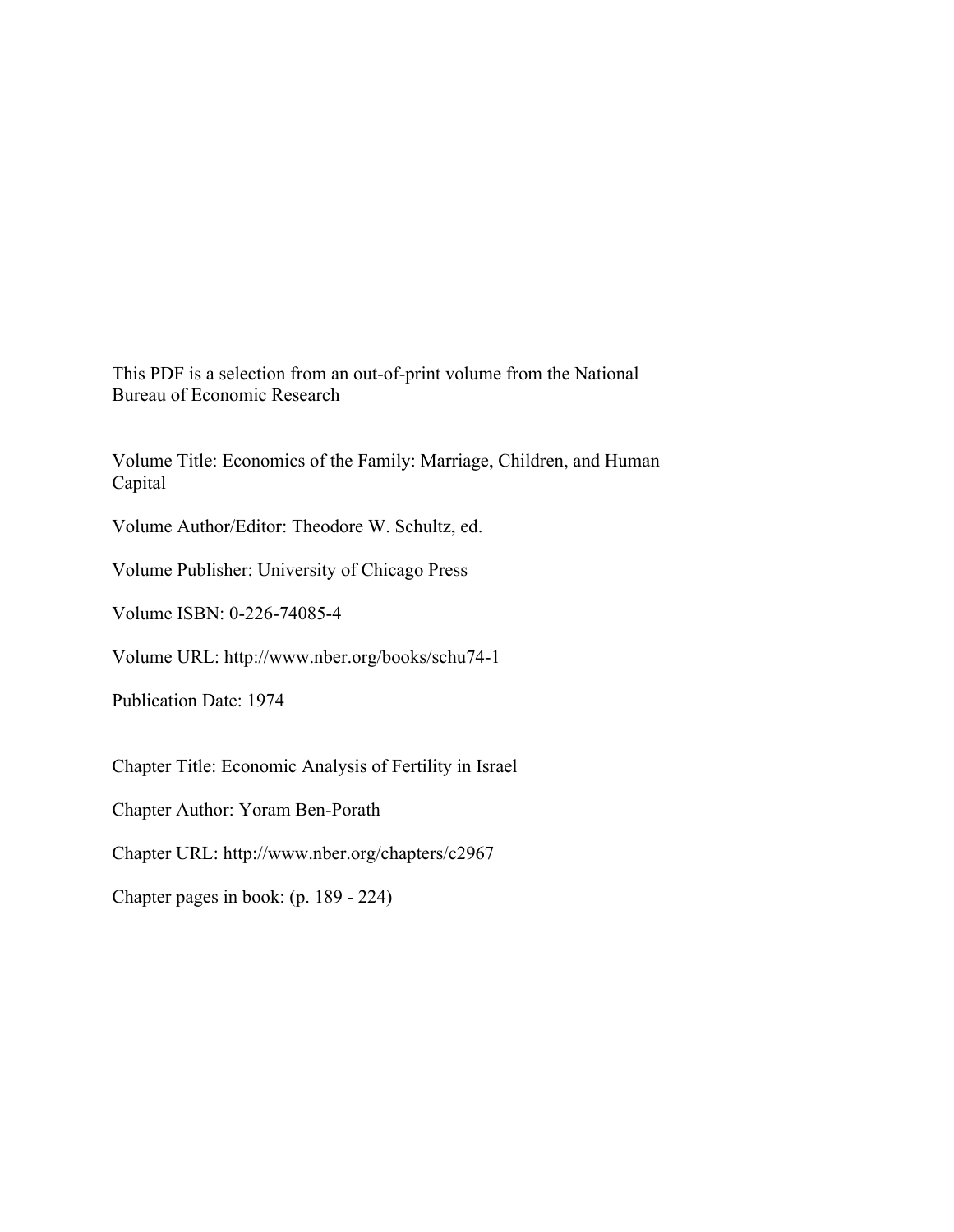This PDF is a selection from an out-of-print volume from the National Bureau of Economic Research

Volume Title: Economics of the Family: Marriage, Children, and Human Capital

Volume Author/Editor: Theodore W. Schultz, ed.

Volume Publisher: University of Chicago Press

Volume ISBN: 0-226-74085-4

Volume URL: http://www.nber.org/books/schu74-1

Publication Date: 1974

Chapter Title: Economic Analysis of Fertility in Israel

Chapter Author: Yoram Ben-Porath

Chapter URL: http://www.nber.org/chapters/c2967

Chapter pages in book: (p. 189 - 224)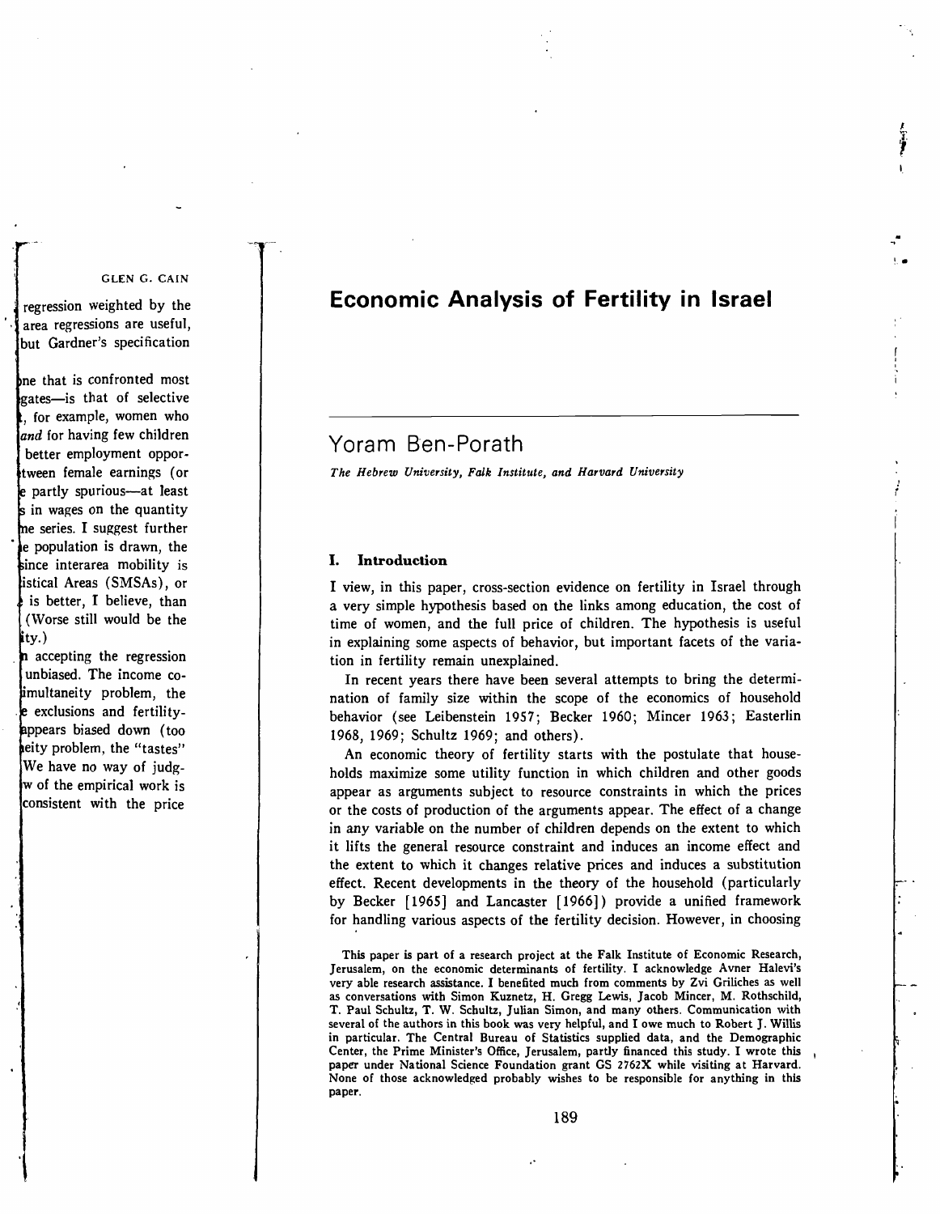# Economic Analysis of Fertility in Israel

## Yoram Ben-Porath

*The Hebrew University, Falk Institute, and Harvard University*

### I. Introduction

I view, in this paper, cross-section evidence on fertility in Israel through a very simple hypothesis based on the links among education, the cost of time of women, and the full price of children. The hypothesis is useful in explaining some aspects of behavior, but important facets of the variation in fertility remain unexplained.

In recent years there have been several attempts to bring the determination of family size within the scope of the economics of household behavior (see Leibenstein 1957; Becker 1960; Mincer 1963; Easterlin 1968, 1969; Schultz 1969; and others).

An economic theory of fertility starts with the postulate that households maximize some utility function in which children and other goods appear as arguments subject to resource constraints in which the prices or the costs of production of the arguments appear. The effect of a change in any variable on the number of children depends on the extent to which it lifts the general resource constraint and induces an income effect and the extent to which it changes relative prices and induces a substitution effect. Recent developments in the theory of the household (particularly by Becker [1965] and Lancaster [1966]) provide a unified framework for handling various aspects of the fertility decision. However, in choosing

This paper is part of a research project at the Falk Institute of Economic Research, Jerusalem, on the economic determinants of fertility. I acknowledge Avner Halevi's very able research assistance. I benefited much from comments by Zvi Griliches as well as conversations with Simon Kuznetz, H. Gregg Lewis, Jacob Mincer, M. Rothschild, T. Paul Schultz, T. W. Schultz, Julian Simon, and many others. Communication with several of the authors in this book was very helpful, and I owe much to Robert J. Willis in particular. The Central Bureau of Statistics supplied data, and the Demographic Center, the Prime Minister's Office, Jerusalem, partly financed this study. I wrote this paper under National Science Foundation grant GS 2762X while visiting at Harvard. None of those acknowledged probably wishes to be responsible for anything in this paper.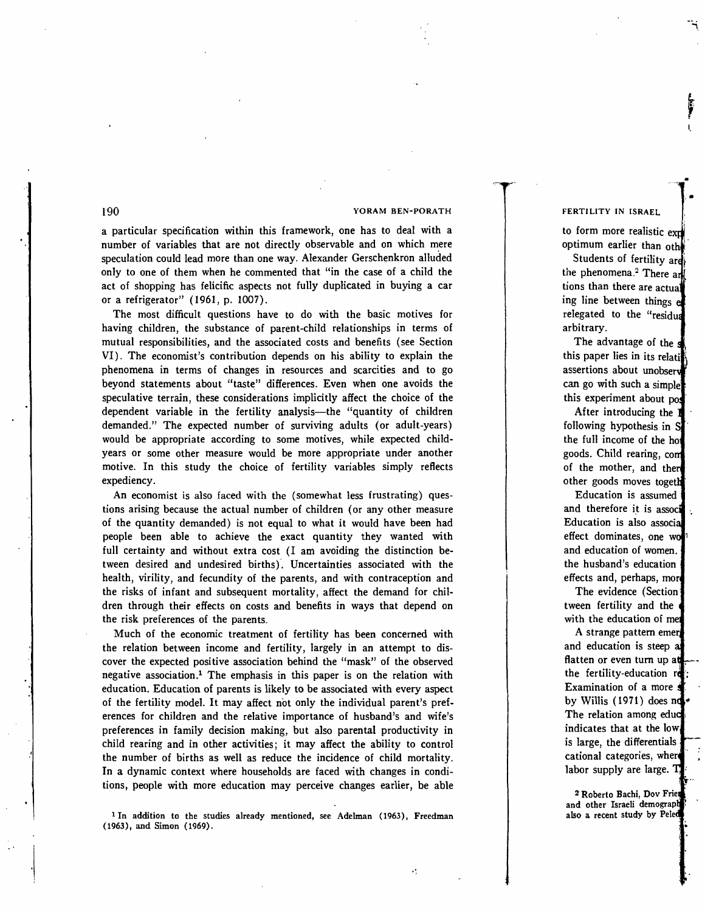a particular specification within this framework, one has to deal with a number of variables that are not directly observable and on which mere speculation could lead more than one way. Alexander Gerschenkron alluded only to one of them when he commented that "in the case of a child the act of shopping has felicific aspects not fully duplicated in buying a car or a refrigerator" (1961, p. 1007).

The most difficult questions have to do with the basic motives for having children, the substance of parent-child relationships in terms of mutual responsibilities, and the associated costs and benefits (see Section VI). The economist's contribution depends on his ability to explain the phenomena in terms of changes in resources and scarcities and to go beyond statements about "taste" differences. Even when one avoids the speculative terrain, these considerations implicitly affect the choice of the dependent variable in the fertility analysis—the "quantity of children demanded." The expected number of surviving adults (or adult-years) would be appropriate according to some motives, while expected child-years or some other measure would be more appropriate under another motive. In this study the choice of fertility variables simply reflects expediency.

An economist is also faced with the (somewhat less frustrating) questions arising because the actual number of children (or any other measure of the quantity demanded) is not equal to what it would have been had people been able to achieve the exact quantity they wanted with full certainty and without extra cost (I am avoiding the distinction between desired and undesired births). Uncertainties associated with the health, virility, and fecundity of the parents, and with contraception and the risks of infant and subsequent mortality, affect the demand for children through their effects on costs and benefits in ways that depend on the risk preferences of the parents.

Much of the economic treatment of fertility has been concerned with the relation between income and fertility, largely in an attempt to discover the expected positive association behind the "mask" of the observed negative association.[1] The emphasis in this paper is on the relation with education. Education of parents is likely to be associated with every aspect of the fertility model. It may affect not only the individual parent's preferences for children and the relative importance of husband's and wife's preferences in family decision making, but also parental productivity in child rearing and in other activities; it may affect the ability to control the number of births as well as reduce the incidence of child mortality. In a dynamic context where households are faced with changes in conditions, people with more education may perceive changes earlier, be able

[1] In addition to the studies already mentioned, see Adelman (1963), Freedman (1963), and Simon (1969).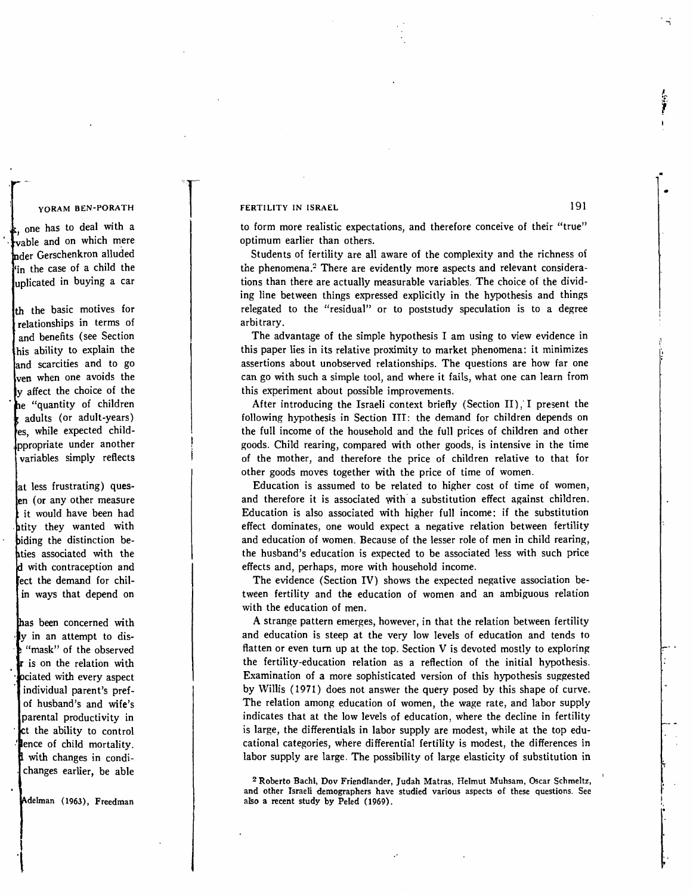to form more realistic expectations, and therefore conceive of their "true" optimum earlier than others.

Students of fertility are all aware of the complexity and the richness of the phenomena.[2] There are evidently more aspects and relevant considerations than there are actually measurable variables. The choice of the dividing line between things expressed explicitly in the hypothesis and things relegated to the "residual" or to poststudy speculation is to a degree arbitrary.

The advantage of the simple hypothesis I am using to view evidence in this paper lies in its relative proximity to market phenomena: it minimizes assertions about unobserved relationships. The questions are how far one can go with such a simple tool, and where it fails, what one can learn from this experiment about possible improvements.

After introducing the Israeli context briefly (Section II), I present the following hypothesis in Section III: the demand for children depends on the full income of the household and the full prices of children and other goods. Child rearing, compared with other goods, is intensive in the time of the mother, and therefore the price of children relative to that for other goods moves together with the price of time of women.

Education is assumed to be related to higher cost of time of women, and therefore it is associated with a substitution effect against children. Education is also associated with higher full income: if the substitution effect dominates, one would expect a negative relation between fertility and education of women. Because of the lesser role of men in child rearing, the husband's education is expected to be associated less with such price effects and, perhaps, more with household income.

The evidence (Section IV) shows the expected negative association between fertility and the education of women and an ambiguous relation with the education of men.

A strange pattern emerges, however, in that the relation between fertility and education is steep at the very low levels of education and tends to flatten or even turn up at the top. Section V is devoted mostly to exploring the fertility-education relation as a reflection of the initial hypothesis. Examination of a more sophisticated version of this hypothesis suggested by Willis (1971) does not answer the query posed by this shape of curve. The relation among education of women, the wage rate, and labor supply indicates that at the low levels of education, where the decline in fertility is large, the differentials in labor supply are modest, while at the top educational categories, where differential fertility is modest, the differences in labor supply are large. The possibility of large elasticity of substitution in

[2] Roberto Bachi, Dov Friendlander, Judah Matras, Helmut Muhsam, Oscar Schmeltz, and other Israeli demographers have studied various aspects of these questions. See also a recent study by Peled (1969).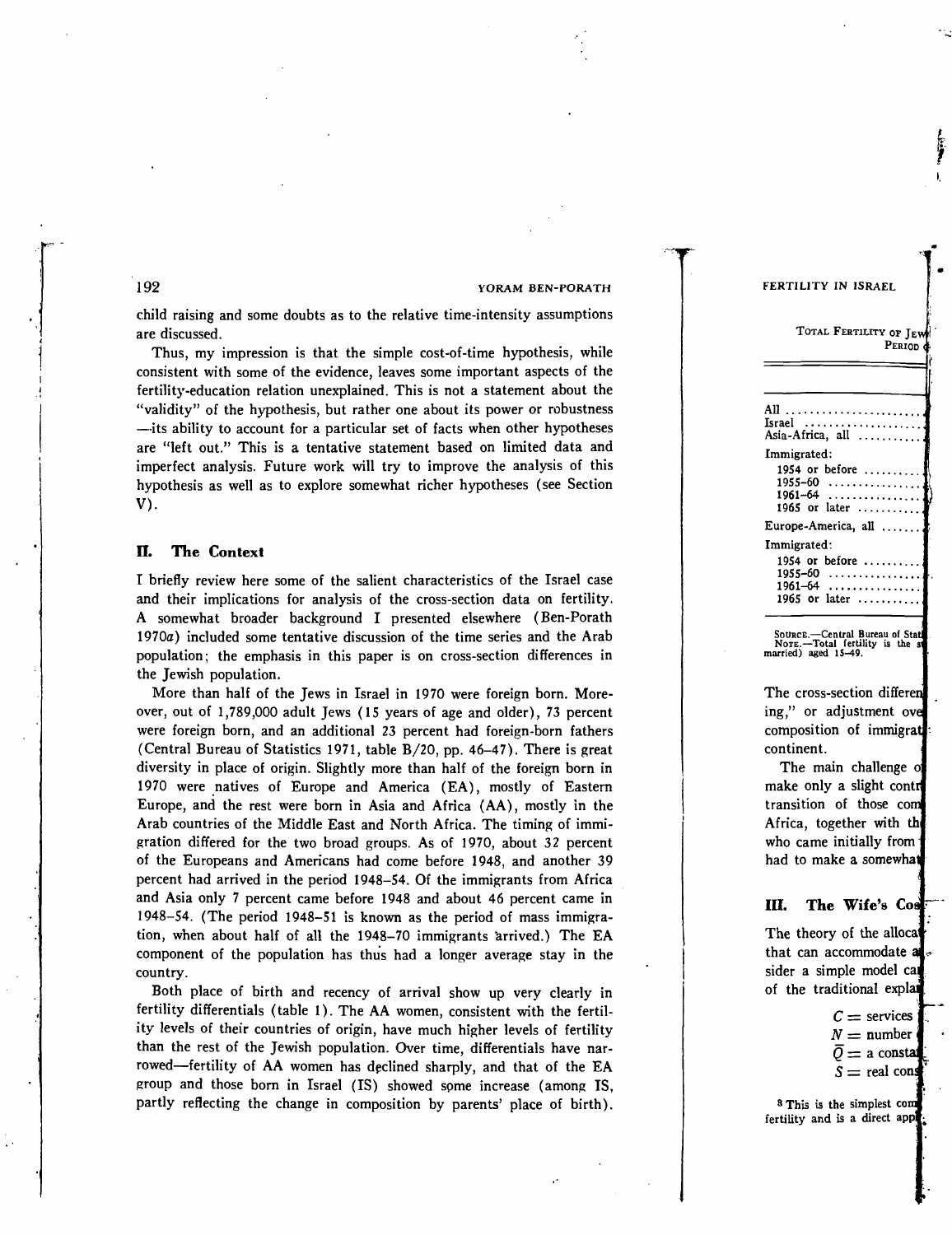child raising and some doubts as to the relative time-intensity assumptions are discussed.

Thus, my impression is that the simple cost-of-time hypothesis, while consistent with some of the evidence, leaves some important aspects of the fertility-education relation unexplained. This is not a statement about the "validity" of the hypothesis, but rather one about its power or robustness —its ability to account for a particular set of facts when other hypotheses are "left out." This is a tentative statement based on limited data and imperfect analysis. Future work will try to improve the analysis of this hypothesis as well as to explore somewhat richer hypotheses (see Section V).

## II. The Context

I briefly review here some of the salient characteristics of the Israel case and their implications for analysis of the cross-section data on fertility. A somewhat broader background I presented elsewhere (Ben-Porath 1970*a*) included some tentative discussion of the time series and the Arab population; the emphasis in this paper is on cross-section differences in the Jewish population.

More than half of the Jews in Israel in 1970 were foreign born. Moreover, out of 1,789,000 adult Jews (15 years of age and older), 73 percent were foreign born, and an additional 23 percent had foreign-born fathers (Central Bureau of Statistics 1971, table B/20, pp. 46–47). There is great diversity in place of origin. Slightly more than half of the foreign born in 1970 were natives of Europe and America (EA), mostly of Eastern Europe, and the rest were born in Asia and Africa (AA), mostly in the Arab countries of the Middle East and North Africa. The timing of immigration differed for the two broad groups. As of 1970, about 32 percent of the Europeans and Americans had come before 1948, and another 39 percent had arrived in the period 1948–54. Of the immigrants from Africa and Asia only 7 percent came before 1948 and about 46 percent came in 1948–54. (The period 1948–51 is known as the period of mass immigration, when about half of all the 1948–70 immigrants arrived.) The EA component of the population has thus had a longer average stay in the country.

Both place of birth and recency of arrival show up very clearly in fertility differentials (table 1). The AA women, consistent with the fertility levels of their countries of origin, have much higher levels of fertility than the rest of the Jewish population. Over time, differentials have narrowed—fertility of AA women has declined sharply, and that of the EA group and those born in Israel (IS) showed some increase (among IS, partly reflecting the change in composition by parents' place of birth).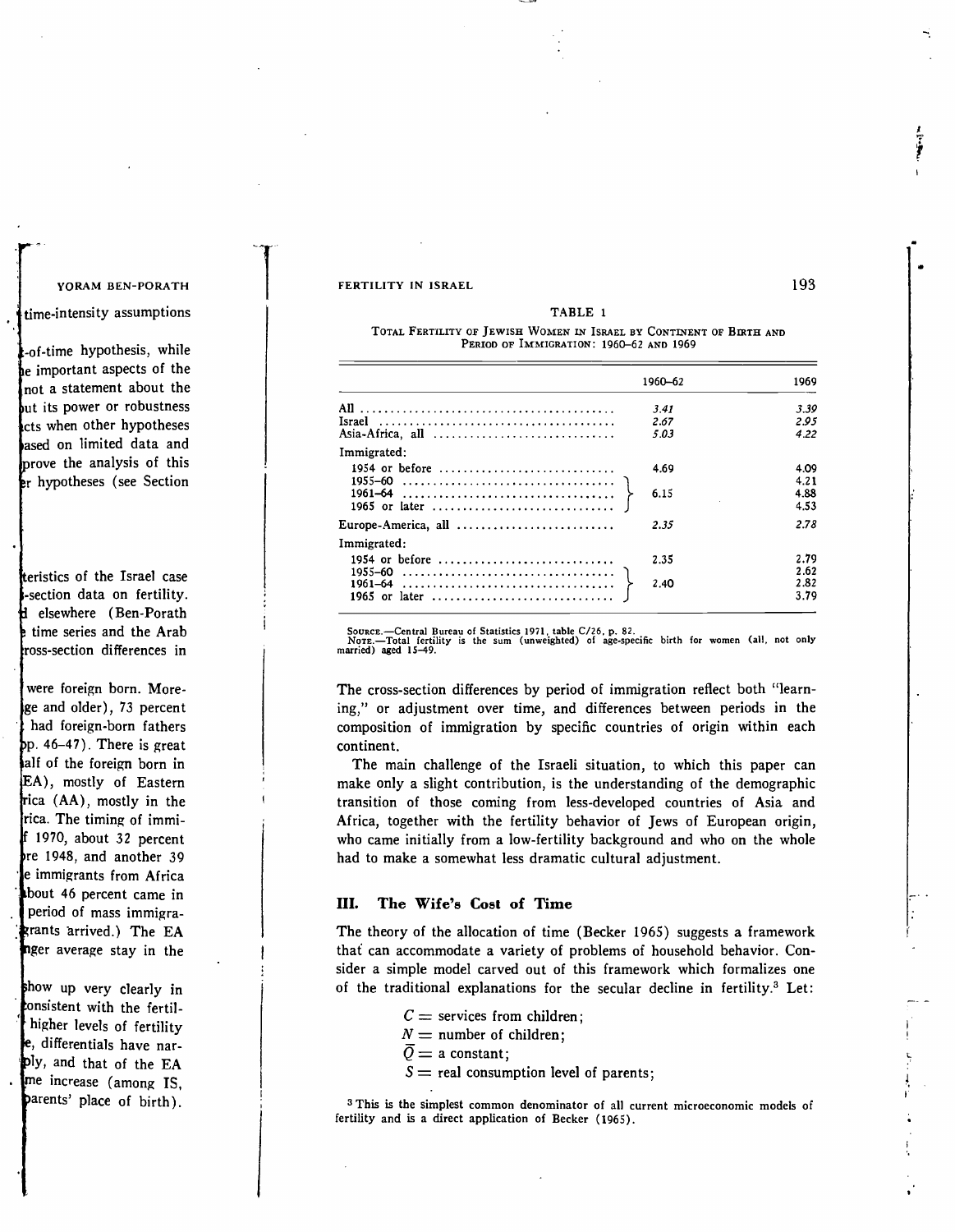TABLE 1

Total Fertility of Jewish Women in Israel by Continent of Birth and Period of Immigration: 1960–62 and 1969

| | 1960–62 | 1969 |
|---|---|---|
| All | *3.41* | *3.39* |
| Israel | *2.67* | *2.95* |
| Asia-Africa, all | *5.03* | *4.22* |
| Immigrated: | | |
| 1954 or before | 4.69 | 4.09 |
| 1955–60 | 6.15 | 4.21 |
| 1961–64 | | 4.88 |
| 1965 or later | | 4.53 |
| Europe-America, all | *2.35* | *2.78* |
| Immigrated: | | |
| 1954 or before | 2.35 | 2.79 |
| 1955–60 | 2.40 | 2.62 |
| 1961–64 | | 2.82 |
| 1965 or later | | 3.79 |

Source.—Central Bureau of Statistics 1971, table C/26, p. 82.
Note.—Total fertility is the sum (unweighted) of age-specific birth for women (all, not only married) aged 15–49.

The cross-section differences by period of immigration reflect both "learning," or adjustment over time, and differences between periods in the composition of immigration by specific countries of origin within each continent.

The main challenge of the Israeli situation, to which this paper can make only a slight contribution, is the understanding of the demographic transition of those coming from less-developed countries of Asia and Africa, together with the fertility behavior of Jews of European origin, who came initially from a low-fertility background and who on the whole had to make a somewhat less dramatic cultural adjustment.

## III. The Wife's Cost of Time

The theory of the allocation of time (Becker 1965) suggests a framework that can accommodate a variety of problems of household behavior. Consider a simple model carved out of this framework which formalizes one of the traditional explanations for the secular decline in fertility.[3] Let:

$C =$ services from children;
$N =$ number of children;
$\bar{Q} =$ a constant;
$S =$ real consumption level of parents;

[3] This is the simplest common denominator of all current microeconomic models of fertility and is a direct application of Becker (1965).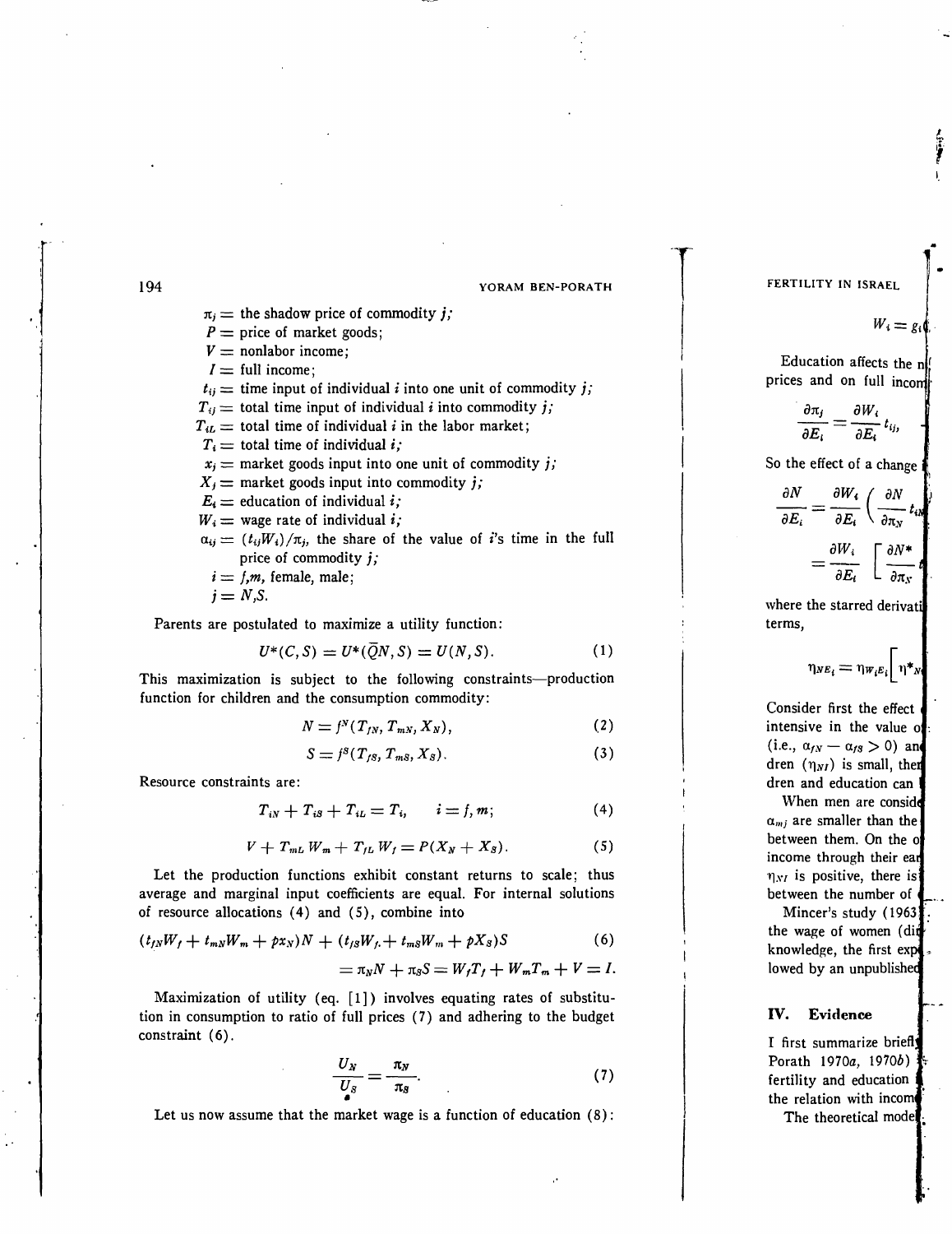$\pi_j$ = the shadow price of commodity $j$;

$P$ = price of market goods;

$V$ = nonlabor income;

$I$ = full income;

$t_{ij}$ = time input of individual $i$ into one unit of commodity $j$;

$T_{ij}$ = total time input of individual $i$ into commodity $j$;

$T_{iL}$ = total time of individual $i$ in the labor market;

$T_i$ = total time of individual $i$;

$x_j$ = market goods input into one unit of commodity $j$;

$X_j$ = market goods input into commodity $j$;

$E_i$ = education of individual $i$;

$W_i$ = wage rate of individual $i$;

$\alpha_{ij}$ = $(t_{ij}W_i)/\pi_j$, the share of the value of $i$'s time in the full price of commodity $j$;

$i = f, m$, female, male;

$j = N, S$.

Parents are postulated to maximize a utility function:

$$U^*(C, S) = U^*(\bar{Q}N, S) = U(N, S). \tag{1}$$

This maximization is subject to the following constraints—production function for children and the consumption commodity:

$$N = f^N(T_{fN}, T_{mN}, X_N), \tag{2}$$

$$S = f^S(T_{fS}, T_{mS}, X_S). \tag{3}$$

Resource constraints are:

$$T_{iN} + T_{iS} + T_{iL} = T_i, \qquad i = f, m; \tag{4}$$

$$V + T_{mL}W_m + T_{fL}W_f = P(X_N + X_S). \tag{5}$$

Let the production functions exhibit constant returns to scale; thus average and marginal input coefficients are equal. For internal solutions of resource allocations (4) and (5), combine into

$$\begin{aligned}(t_{fN}W_f + t_{mN}W_m + px_N)N + (t_{fS}W_f + t_{mS}W_m + pX_S)S \quad & (6)\\ = \pi_N N + \pi_S S = W_f T_f + W_m T_m + V = I.&\end{aligned}$$

Maximization of utility (eq. [1]) involves equating rates of substitution in consumption to ratio of full prices (7) and adhering to the budget constraint (6).

$$\frac{U_N}{U_S} = \frac{\pi_N}{\pi_S}. \tag{7}$$

Let us now assume that the market wage is a function of education (8):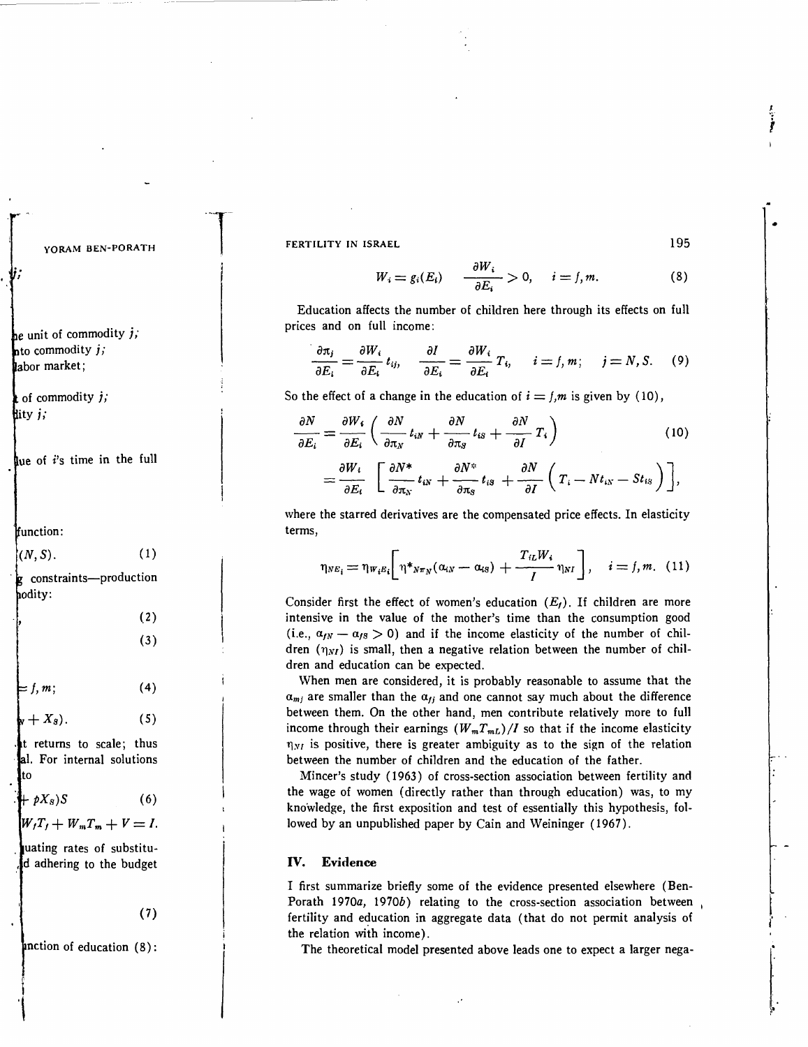$$W_i = g_i(E_i) \qquad \frac{\partial W_i}{\partial E_i} > 0, \qquad i = f, m. \tag{8}$$

Education affects the number of children here through its effects on full prices and on full income:

$$\frac{\partial \pi_j}{\partial E_i} = \frac{\partial W_i}{\partial E_i} t_{ij}, \qquad \frac{\partial I}{\partial E_i} = \frac{\partial W_i}{\partial E_i} T_i, \qquad i = f, m; \qquad j = N, S. \tag{9}$$

So the effect of a change in the education of $i = f,m$ is given by (10),

$$\begin{aligned} \frac{\partial N}{\partial E_i} &= \frac{\partial W_i}{\partial E_i}\left(\frac{\partial N}{\partial \pi_N} t_{iN} + \frac{\partial N}{\partial \pi_S} t_{iS} + \frac{\partial N}{\partial I} T_i\right) \\ &= \frac{\partial W_i}{\partial E_i}\left[\frac{\partial N^*}{\partial \pi_N} t_{iN} + \frac{\partial N^*}{\partial \pi_S} t_{iS} + \frac{\partial N}{\partial I}\left(T_i - N t_{iN} - S t_{iS}\right)\right], \end{aligned} \tag{10}$$

where the starred derivatives are the compensated price effects. In elasticity terms,

$$\eta_{NE_i} = \eta_{W_iE_i}\left[\eta^*_{N\pi_N}(\alpha_{iN} - \alpha_{iS}) + \frac{T_{iL}W_i}{I}\eta_{NI}\right], \qquad i = f, m. \tag{11}$$

Consider first the effect of women's education ($E_f$). If children are more intensive in the value of the mother's time than the consumption good (i.e., $\alpha_{fN} - \alpha_{fS} > 0$) and if the income elasticity of the number of children ($\eta_{NI}$) is small, then a negative relation between the number of children and education can be expected.

When men are considered, it is probably reasonable to assume that the $\alpha_{mj}$ are smaller than the $\alpha_{fj}$ and one cannot say much about the difference between them. On the other hand, men contribute relatively more to full income through their earnings $(W_m T_{mL})/I$ so that if the income elasticity $\eta_{NI}$ is positive, there is greater ambiguity as to the sign of the relation between the number of children and the education of the father.

Mincer's study (1963) of cross-section association between fertility and the wage of women (directly rather than through education) was, to my knowledge, the first exposition and test of essentially this hypothesis, followed by an unpublished paper by Cain and Weininger (1967).

## IV. Evidence

I first summarize briefly some of the evidence presented elsewhere (Ben-Porath 1970*a*, 1970*b*) relating to the cross-section association between fertility and education in aggregate data (that do not permit analysis of the relation with income).

The theoretical model presented above leads one to expect a larger nega-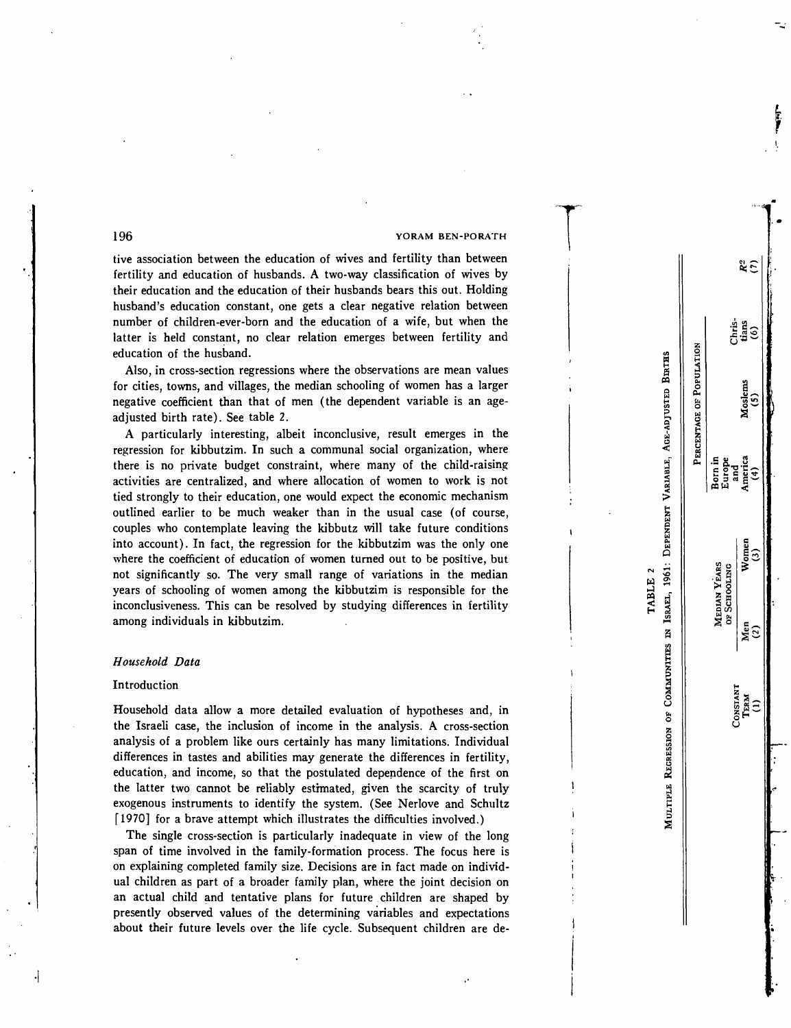tive association between the education of wives and fertility than between fertility and education of husbands. A two-way classification of wives by their education and the education of their husbands bears this out. Holding husband's education constant, one gets a clear negative relation between number of children-ever-born and the education of a wife, but when the latter is held constant, no clear relation emerges between fertility and education of the husband.

Also, in cross-section regressions where the observations are mean values for cities, towns, and villages, the median schooling of women has a larger negative coefficient than that of men (the dependent variable is an age-adjusted birth rate). See table 2.

A particularly interesting, albeit inconclusive, result emerges in the regression for kibbutzim. In such a communal social organization, where there is no private budget constraint, where many of the child-raising activities are centralized, and where allocation of women to work is not tied strongly to their education, one would expect the economic mechanism outlined earlier to be much weaker than in the usual case (of course, couples who contemplate leaving the kibbutz will take future conditions into account). In fact, the regression for the kibbutzim was the only one where the coefficient of education of women turned out to be positive, but not significantly so. The very small range of variations in the median years of schooling of women among the kibbutzim is responsible for the inconclusiveness. This can be resolved by studying differences in fertility among individuals in kibbutzim.

### *Household Data*

#### Introduction

Household data allow a more detailed evaluation of hypotheses and, in the Israeli case, the inclusion of income in the analysis. A cross-section analysis of a problem like ours certainly has many limitations. Individual differences in tastes and abilities may generate the differences in fertility, education, and income, so that the postulated dependence of the first on the latter two cannot be reliably estimated, given the scarcity of truly exogenous instruments to identify the system. (See Nerlove and Schultz [1970] for a brave attempt which illustrates the difficulties involved.)

The single cross-section is particularly inadequate in view of the long span of time involved in the family-formation process. The focus here is on explaining completed family size. Decisions are in fact made on individual children as part of a broader family plan, where the joint decision on an actual child and tentative plans for future children are shaped by presently observed values of the determining variables and expectations about their future levels over the life cycle. Subsequent children are de-

TABLE 2

MULTIPLE REGRESSION OF COMMUNITIES IN ISRAEL, 1961: DEPENDENT VARIABLE, AGE-ADJUSTED BIRTHS

| Constant Term (1) | Median Years of Schooling | | Percentage of Population | | | $R^2$ (7) |
|---|---|---|---|---|---|---|
| | Men (2) | Women (3) | Born in Europe and America (4) | Moslems (5) | Christians (6) | |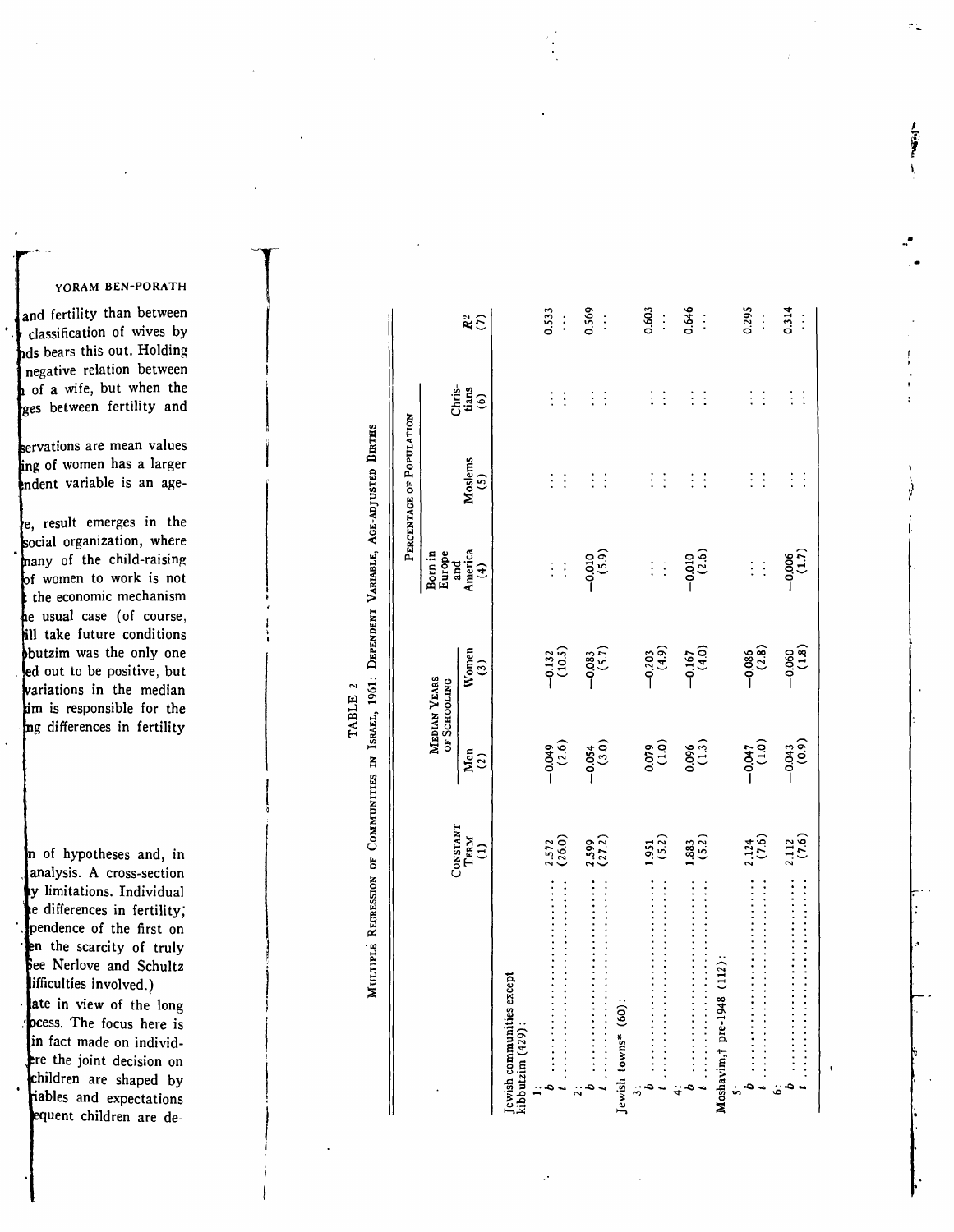TABLE 2

MULTIPLE REGRESSION OF COMMUNITIES IN ISRAEL, 1961: DEPENDENT VARIABLE, AGE-ADJUSTED BIRTHS

| | Constant Term (1) | Median Years of Schooling | | Percentage of Population | | | $R^2$ (7) |
|---|---|---|---|---|---|---|---|
| | | Men (2) | Women (3) | Born in Europe and America (4) | Moslems (5) | Christians (6) | |
| Jewish communities except kibbutzim (429): | | | | | | | |
| 1: | | | | | | | |
| $b$ | 2.572 | −0.049 | −0.132 | . . . | . . . | . . . | 0.533 |
| $t$ | (26.0) | (2.6) | (10.5) | . . . | . . . | . . . | . . . |
| 2: | | | | | | | |
| $b$ | 2.599 | −0.054 | −0.083 | −0.010 | . . . | . . . | 0.569 |
| $t$ | (27.2) | (3.0) | (5.7) | (5.9) | . . . | . . . | . . . |
| Jewish towns* (60): | | | | | | | |
| 3: | | | | | | | |
| $b$ | 1.951 | 0.079 | −0.203 | . . . | . . . | . . . | 0.603 |
| $t$ | (5.2) | (1.0) | (4.9) | . . . | . . . | . . . | . . . |
| 4: | | | | | | | |
| $b$ | 1.883 | 0.096 | −0.167 | −0.010 | . . . | . . . | 0.646 |
| $t$ | (5.2) | (1.3) | (4.0) | (2.6) | . . . | . . . | . . . |
| Moshavim,† pre-1948 (112): | | | | | | | |
| 5: | | | | | | | |
| $b$ | 2.124 | −0.047 | −0.086 | . . . | . . . | . . . | 0.295 |
| $t$ | (7.6) | (1.0) | (2.8) | . . . | . . . | . . . | . . . |
| 6: | | | | | | | |
| $b$ | 2.112 | −0.043 | −0.060 | −0.006 | . . . | . . . | 0.314 |
| $t$ | (7.6) | (0.9) | (1.8) | (1.7) | . . . | . . . | . . . |

and fertility than between classification of wives by husbands bears this out. Holding negative relation between of a wife, but when the changes between fertility and

observations are mean values ing of women has a larger dependent variable is an age-

e, result emerges in the social organization, where many of the child-raising of women to work is not the economic mechanism the usual case (of course, will take future conditions kibbutzim was the only one ed out to be positive, but variations in the median im is responsible for the ng differences in fertility

n of hypotheses and, in analysis. A cross-section y limitations. Individual e differences in fertility; pendence of the first on en the scarcity of truly See Nerlove and Schultz difficulties involved.)

ate in view of the long process. The focus here is in fact made on individ- ere the joint decision on children are shaped by iables and expectations equent children are de-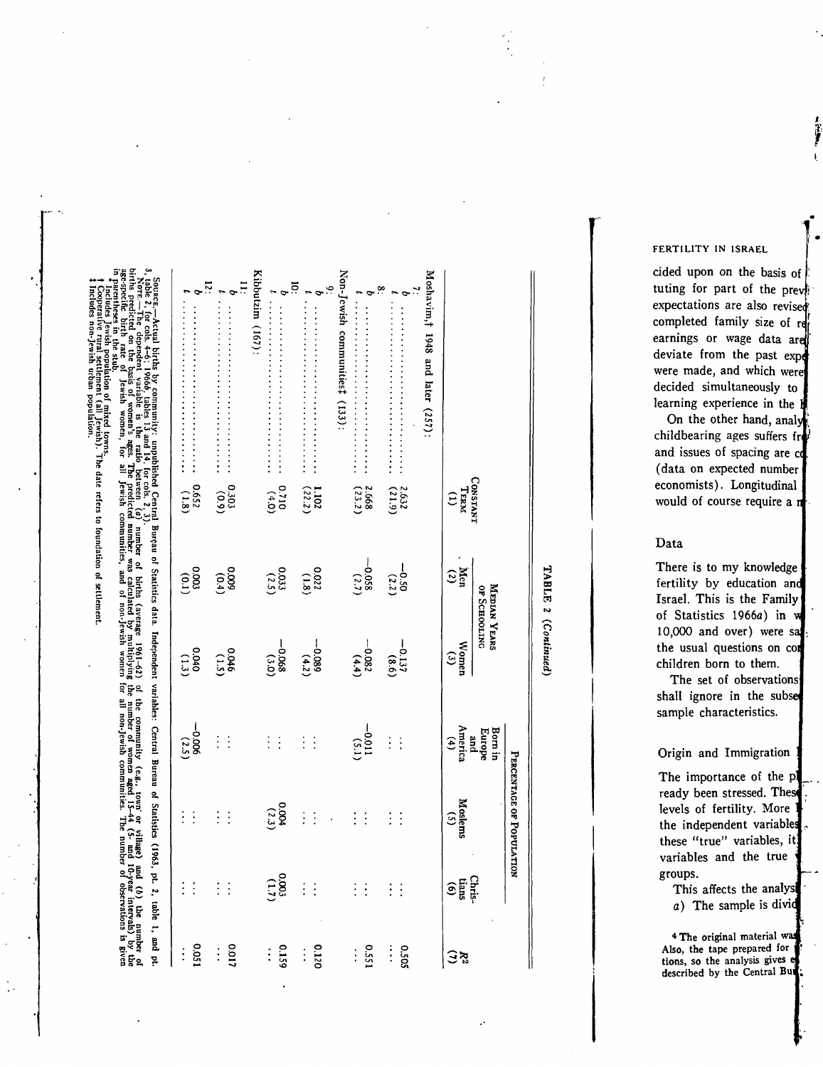TABLE 2 (*Continued*)

| | Constant Term (1) | Median Years of Schooling: Men (2) | Median Years of Schooling: Women (3) | Percentage of Population: Born in Europe and America (4) | Percentage of Population: Moslems (5) | Percentage of Population: Christians (6) | $R^2$ (7) |
|---|---|---|---|---|---|---|---|
| **Moshavim,† 1948 and later (257):** | | | | | | | |
| 7: | | | | | | | |
| *b* ...... | 2.632 | −0.50 | −0.137 | ... | ... | ... | 0.505 |
| *t* ...... | (21.9) | (2.2) | (8.6) | | | | ... |
| 8: | | | | | | | |
| *b* ...... | 2.668 | −0.058 | −0.082 | −0.011 | ... | ... | 0.551 |
| *t* ...... | (23.2) | (2.7) | (4.4) | (5.1) | | | ... |
| **Non-Jewish communities‡ (133):** | | | | | | | |
| 9: | | | | | | | |
| *b* ...... | 1.102 | 0.022 | −0.089 | ... | ... | ... | 0.120 |
| *t* ...... | (22.2) | (1.8) | (4.2) | | | | ... |
| 10: | | | | | | | |
| *b* ...... | 0.710 | 0.033 | −0.068 | ... | 0.004 | 0.003 | 0.159 |
| *t* ...... | (4.0) | (2.5) | (3.0) | | (2.3) | (1.7) | ... |
| **Kibbutzim (167):** | | | | | | | |
| 11: | | | | | | | |
| *b* ...... | 0.303 | 0.009 | 0.046 | ... | ... | ... | 0.017 |
| *t* ...... | (0.9) | (0.4) | (1.5) | | | | ... |
| 12: | | | | | | | |
| *b* ...... | 0.652 | 0.003 | 0.040 | −0.006 | ... | ... | 0.051 |
| *t* ...... | (1.8) | (0.1) | (1.3) | (2.5) | | | ... |

Source.—Actual births by community: unpublished Central Bureau of Statistics data. Independent variables: Central Bureau of Statistics (1963, pt. 2, table 1, and pt. 3, table 2, for cols. 4–6; 1966*b*, tables 13 and 14, for cols. 2, 3).

Note.—The dependent variable is the ratio between (*a*) number of births (average 1961–62) of the community (e.g., town or village) and (*b*) the number of births predicted on the basis of women's ages. The predicted number was calculated by multiplying the number of women aged 15–44 (5- and 10-year intervals) by the age-specific birth rate of Jewish women, for all Jewish communities, and of non-Jewish women for all non-Jewish communities. The number of observations is given in parentheses in the stub.

\* Includes Jewish population of mixed towns.

† Cooperative rural settlement (all Jewish). The date refers to foundation of settlement.

‡ Includes non-Jewish urban population.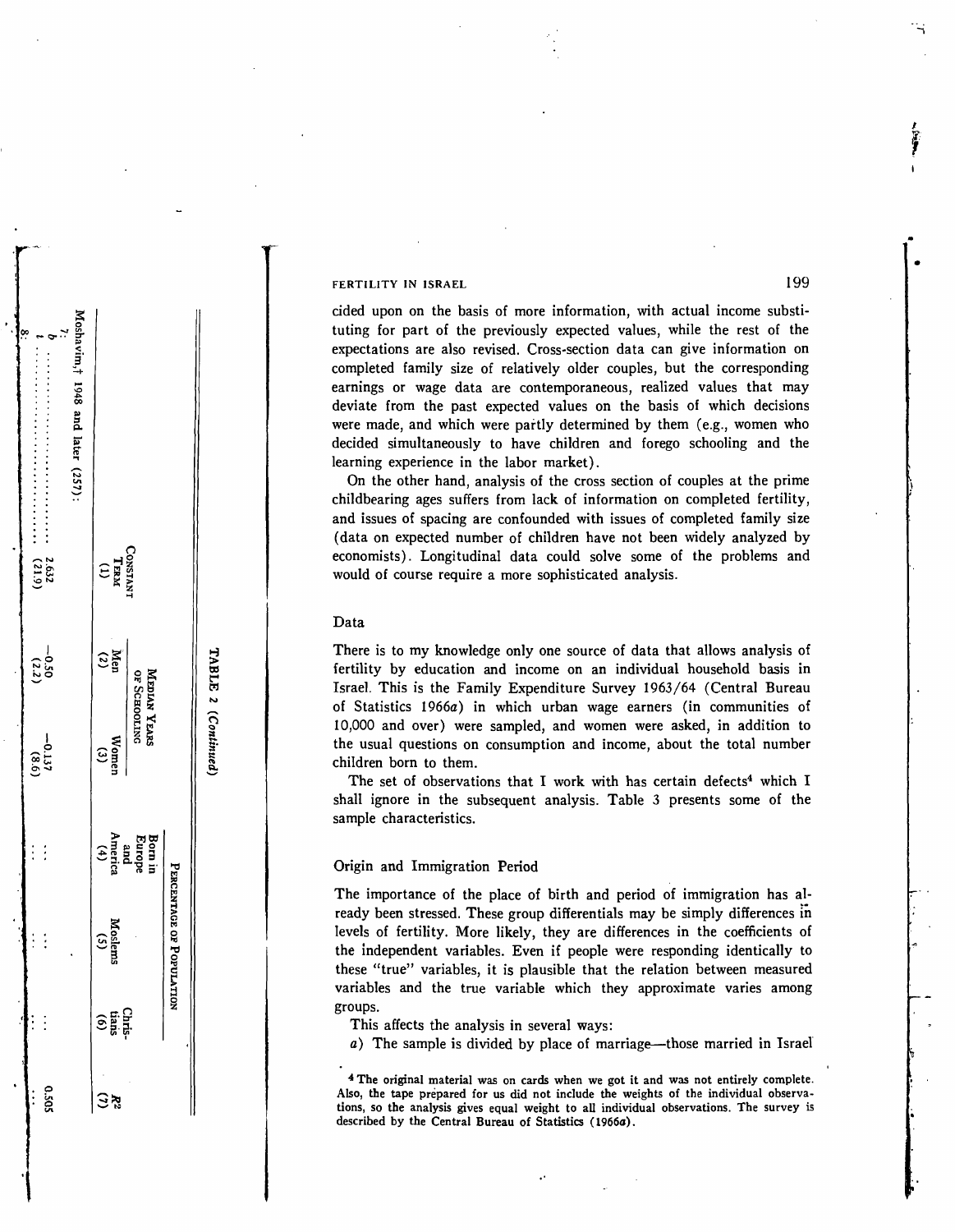TABLE 2 (Continued)

| | Constant Term (1) | Median Years of Schooling | | Percentage of Population | | | $R^2$ (7) |
|---|---|---|---|---|---|---|---|
| | | Men (2) | Women (3) | Born in Europe and America (4) | Moslems (5) | Christians (6) | |
| Moshavim,† 1948 and later (257): | | | | | | | |
| 7: | | | | | | | |
| b | 2.632 | −0.50 | −0.137 | . . . | . . . | . . . | 0.505 |
| t | (21.9) | (2.2) | (8.6) | . . . | . . . | . . . | . . . |
| 8: | | | | | | | |

cided upon on the basis of more information, with actual income substituting for part of the previously expected values, while the rest of the expectations are also revised. Cross-section data can give information on completed family size of relatively older couples, but the corresponding earnings or wage data are contemporaneous, realized values that may deviate from the past expected values on the basis of which decisions were made, and which were partly determined by them (e.g., women who decided simultaneously to have children and forego schooling and the learning experience in the labor market).

On the other hand, analysis of the cross section of couples at the prime childbearing ages suffers from lack of information on completed fertility, and issues of spacing are confounded with issues of completed family size (data on expected number of children have not been widely analyzed by economists). Longitudinal data could solve some of the problems and would of course require a more sophisticated analysis.

## Data

There is to my knowledge only one source of data that allows analysis of fertility by education and income on an individual household basis in Israel. This is the Family Expenditure Survey 1963/64 (Central Bureau of Statistics 1966*a*) in which urban wage earners (in communities of 10,000 and over) were sampled, and women were asked, in addition to the usual questions on consumption and income, about the total number children born to them.

The set of observations that I work with has certain defects[4] which I shall ignore in the subsequent analysis. Table 3 presents some of the sample characteristics.

## Origin and Immigration Period

The importance of the place of birth and period of immigration has already been stressed. These group differentials may be simply differences in levels of fertility. More likely, they are differences in the coefficients of the independent variables. Even if people were responding identically to these "true" variables, it is plausible that the relation between measured variables and the true variable which they approximate varies among groups.

This affects the analysis in several ways:

*a*) The sample is divided by place of marriage—those married in Israel

[4] The original material was on cards when we got it and was not entirely complete. Also, the tape prepared for us did not include the weights of the individual observations, so the analysis gives equal weight to all individual observations. The survey is described by the Central Bureau of Statistics (1966*a*).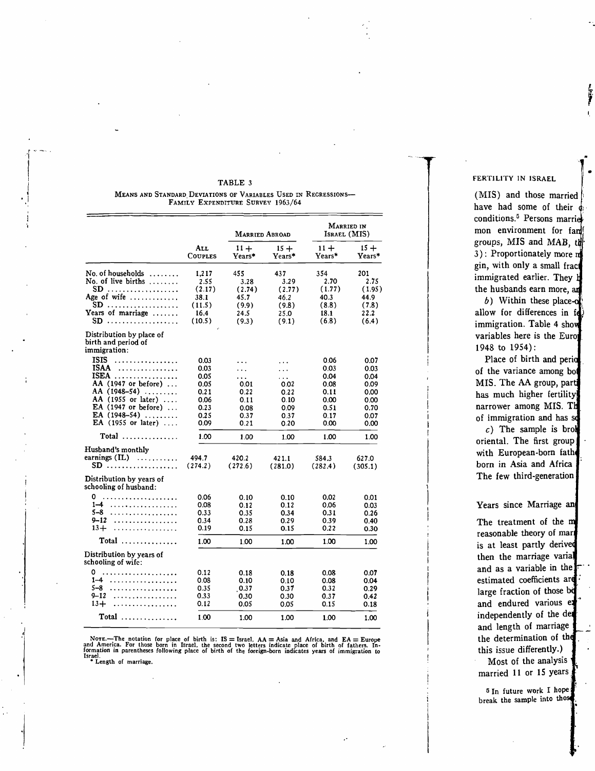TABLE 3

MEANS AND STANDARD DEVIATIONS OF VARIABLES USED IN REGRESSIONS—FAMILY EXPENDITURE SURVEY 1963/64

| | All Couples | Married Abroad | | Married in Israel (MIS) | |
|---|---|---|---|---|---|
| | | 11+ Years* | 15+ Years* | 11+ Years* | 15+ Years* |
| No. of households | 1,217 | 455 | 437 | 354 | 201 |
| No. of live births | 2.55 | 3.28 | 3.29 | 2.70 | 2.75 |
| SD | (2.17) | (2.74) | (2.77) | (1.77) | (1.95) |
| Age of wife | 38.1 | 45.7 | 46.2 | 40.3 | 44.9 |
| SD | (11.5) | (9.9) | (9.8) | (8.8) | (7.8) |
| Years of marriage | 16.4 | 24.5 | 25.0 | 18.1 | 22.2 |
| SD | (10.5) | (9.3) | (9.1) | (6.8) | (6.4) |
| Distribution by place of birth and period of immigration: | | | | | |
| ISIS | 0.03 | ... | ... | 0.06 | 0.07 |
| ISAA | 0.03 | ... | ... | 0.03 | 0.03 |
| ISEA | 0.05 | ... | ... | 0.04 | 0.04 |
| AA (1947 or before) | 0.05 | 0.01 | 0.02 | 0.08 | 0.09 |
| AA (1948–54) | 0.21 | 0.22 | 0.22 | 0.11 | 0.00 |
| AA (1955 or later) | 0.06 | 0.11 | 0.10 | 0.00 | 0.00 |
| EA (1947 or before) | 0.23 | 0.08 | 0.09 | 0.51 | 0.70 |
| EA (1948–54) | 0.25 | 0.37 | 0.37 | 0.17 | 0.07 |
| EA (1955 or later) | 0.09 | 0.21 | 0.20 | 0.00 | 0.00 |
| Total | 1.00 | 1.00 | 1.00 | 1.00 | 1.00 |
| Husband's monthly earnings (IL) | 494.7 | 420.2 | 421.1 | 584.3 | 627.0 |
| SD | (274.2) | (272.6) | (281.0) | (282.4) | (305.1) |
| Distribution by years of schooling of husband: | | | | | |
| 0 | 0.06 | 0.10 | 0.10 | 0.02 | 0.01 |
| 1–4 | 0.08 | 0.12 | 0.12 | 0.06 | 0.03 |
| 5–8 | 0.33 | 0.35 | 0.34 | 0.31 | 0.26 |
| 9–12 | 0.34 | 0.28 | 0.29 | 0.39 | 0.40 |
| 13+ | 0.19 | 0.15 | 0.15 | 0.22 | 0.30 |
| Total | 1.00 | 1.00 | 1.00 | 1.00 | 1.00 |
| Distribution by years of schooling of wife: | | | | | |
| 0 | 0.12 | 0.18 | 0.18 | 0.08 | 0.07 |
| 1–4 | 0.08 | 0.10 | 0.10 | 0.08 | 0.04 |
| 5–8 | 0.35 | 0.37 | 0.37 | 0.32 | 0.29 |
| 9–12 | 0.33 | 0.30 | 0.30 | 0.37 | 0.42 |
| 13+ | 0.12 | 0.05 | 0.05 | 0.15 | 0.18 |
| Total | 1.00 | 1.00 | 1.00 | 1.00 | 1.00 |

NOTE.—The notation for place of birth is: IS = Israel, AA = Asia and Africa, and EA = Europe and America. For those born in Israel, the second two letters indicate place of birth of fathers. Information in parentheses following place of birth of the foreign-born indicates years of immigration to Israel.

\* Length of marriage.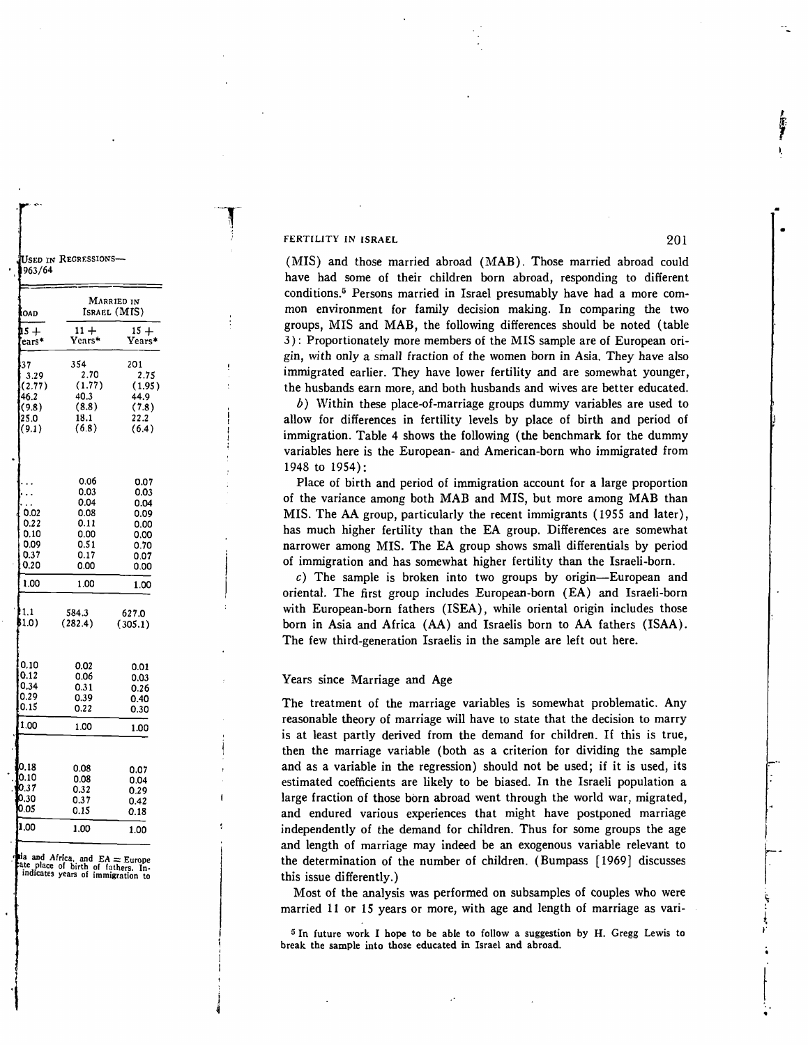(MIS) and those married abroad (MAB). Those married abroad could have had some of their children born abroad, responding to different conditions.[5] Persons married in Israel presumably have had a more common environment for family decision making. In comparing the two groups, MIS and MAB, the following differences should be noted (table 3): Proportionately more members of the MIS sample are of European origin, with only a small fraction of the women born in Asia. They have also immigrated earlier. They have lower fertility and are somewhat younger, the husbands earn more, and both husbands and wives are better educated.

*b*) Within these place-of-marriage groups dummy variables are used to allow for differences in fertility levels by place of birth and period of immigration. Table 4 shows the following (the benchmark for the dummy variables here is the European- and American-born who immigrated from 1948 to 1954):

Place of birth and period of immigration account for a large proportion of the variance among both MAB and MIS, but more among MAB than MIS. The AA group, particularly the recent immigrants (1955 and later), has much higher fertility than the EA group. Differences are somewhat narrower among MIS. The EA group shows small differentials by period of immigration and has somewhat higher fertility than the Israeli-born.

*c*) The sample is broken into two groups by origin—European and oriental. The first group includes European-born (EA) and Israeli-born with European-born fathers (ISEA), while oriental origin includes those born in Asia and Africa (AA) and Israelis born to AA fathers (ISAA). The few third-generation Israelis in the sample are left out here.

## Years since Marriage and Age

The treatment of the marriage variables is somewhat problematic. Any reasonable theory of marriage will have to state that the decision to marry is at least partly derived from the demand for children. If this is true, then the marriage variable (both as a criterion for dividing the sample and as a variable in the regression) should not be used; if it is used, its estimated coefficients are likely to be biased. In the Israeli population a large fraction of those born abroad went through the world war, migrated, and endured various experiences that might have postponed marriage independently of the demand for children. Thus for some groups the age and length of marriage may indeed be an exogenous variable relevant to the determination of the number of children. (Bumpass [1969] discusses this issue differently.)

Most of the analysis was performed on subsamples of couples who were married 11 or 15 years or more, with age and length of marriage as vari-

[5] In future work I hope to be able to follow a suggestion by H. Gregg Lewis to break the sample into those educated in Israel and abroad.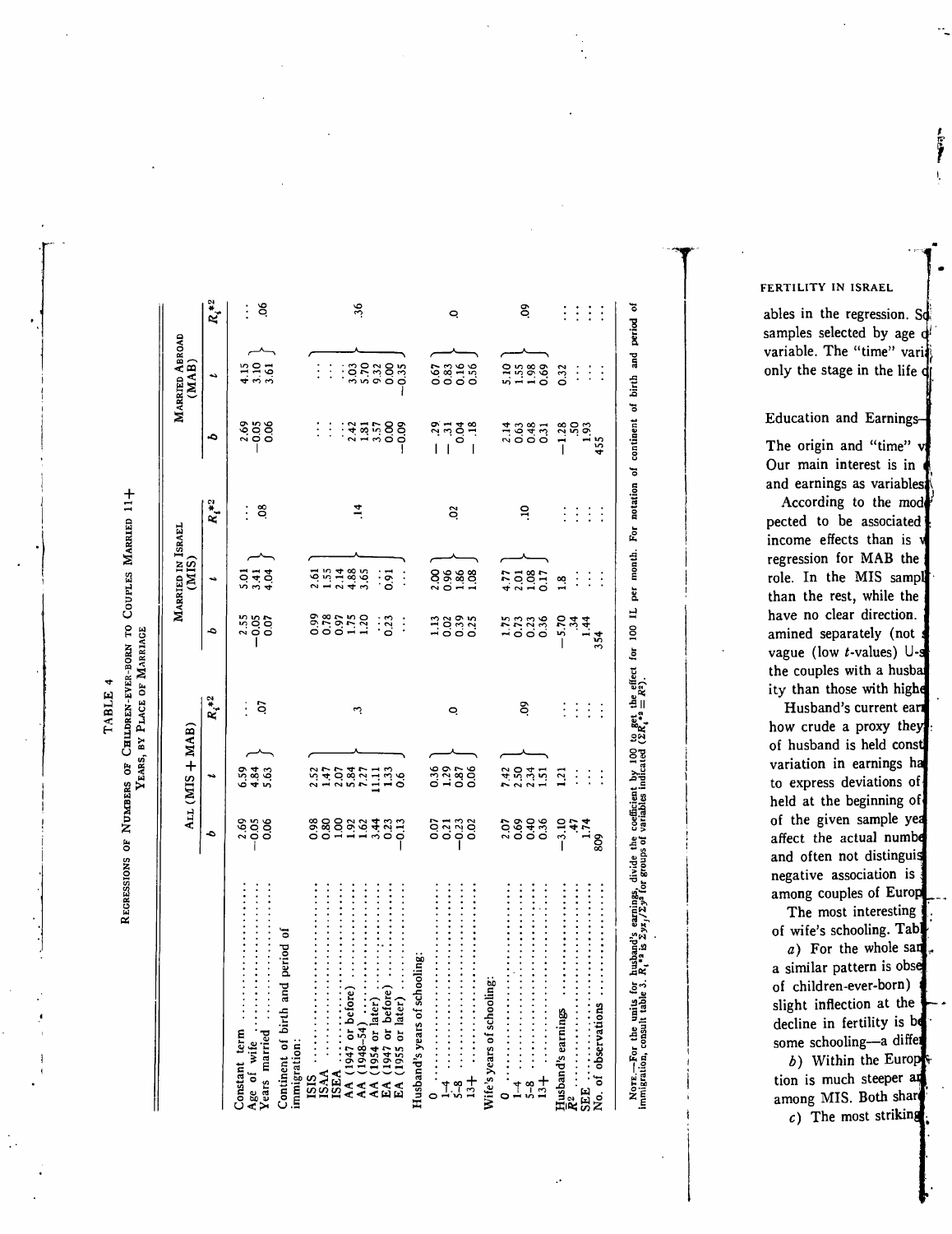TABLE 4

REGRESSIONS OF NUMBERS OF CHILDREN-EVER-BORN TO COUPLES MARRIED 11+ YEARS, BY PLACE OF MARRIAGE

| | All (MIS + MAB) | | | Married in Israel (MIS) | | | Married Abroad (MAB) | | |
|---|---|---|---|---|---|---|---|---|---|
| | $b$ | $t$ | $R_i^{*2}$ | $b$ | $t$ | $R_i^{*2}$ | $b$ | $t$ | $R_i^{*2}$ |
| Constant term | 2.69 | 6.59 | ... | 2.55 | 5.01 | ... | 2.69 | 4.15 | ... |
| Age of wife | −0.05 | 4.84 | .07 | −0.05 | 3.41 | .08 | −0.05 | 3.10 | .06 |
| Years married | 0.06 | 5.63 | | 0.07 | 4.04 | | 0.06 | 3.61 | |
| Continent of birth and period of immigration: | | | | | | | | | |
| ISIS | 0.98 | 2.52 | .3 | 0.99 | 2.61 | .14 | ... | ... | .36 |
| ISAA | 0.80 | 1.47 | | 0.78 | 1.55 | | ... | ... | |
| ISEA | 1.00 | 2.07 | | 0.97 | 2.14 | | ... | ... | |
| AA (1947 or before) | 1.92 | 5.84 | | 1.75 | 4.88 | | 2.42 | 3.03 | |
| AA (1948–54) | 1.62 | 7.27 | | 1.20 | 3.65 | | 1.81 | 5.70 | |
| AA (1954 or later) | 3.44 | 11.11 | | ... | ... | | 3.57 | 9.32 | |
| EA (1947 or before) | 0.23 | 1.33 | | 0.23 | 0.91 | | 0.00 | 0.00 | |
| EA (1955 or later) | −0.13 | 0.6 | | ... | ... | | −0.09 | −0.35 | |
| Husband's years of schooling: | | | | | | | | | |
| 0 | 0.07 | 0.36 | .0 | 1.13 | 2.00 | .02 | −.29 | 0.67 | .0 |
| 1–4 | 0.21 | 1.29 | | 0.02 | 0.96 | | −.31 | 0.83 | |
| 5–8 | −0.23 | 0.87 | | 0.39 | 1.86 | | 0.04 | 0.16 | |
| 13+ | 0.02 | 0.06 | | 0.25 | 1.08 | | −.18 | 0.56 | |
| Wife's years of schooling: | | | | | | | | | |
| 0 | 2.07 | 7.42 | .09 | 1.75 | 4.77 | .10 | 2.14 | 5.10 | .09 |
| 1–4 | 0.69 | 2.50 | | 0.73 | 2.01 | | 0.63 | 1.55 | |
| 5–8 | 0.40 | 2.34 | | 0.23 | 1.08 | | 0.48 | 1.98 | |
| 13+ | 0.36 | 1.51 | | 0.36 | 0.17 | | 0.31 | 0.69 | |
| Husband's earnings | −3.10 | 1.21 | ... | −5.70 | 1.8 | ... | −1.28 | 0.32 | ... |
| $R^2$ | .47 | ... | ... | .34 | ... | ... | .50 | ... | ... |
| SEE | 1.74 | ... | ... | 1.44 | ... | ... | 1.93 | ... | ... |
| No. of observations | 809 | ... | ... | 354 | ... | ... | 455 | ... | ... |

NOTE.—For the units for husband's earnings, divide the coefficient by 100 to get the effect for 100 IL per month. For notation of continent of birth and period of immigration, consult table 3. $R_i^{*2}$ is $\Sigma y x_i / \Sigma y^2$ for groups of variables indicated ($\Sigma R_i^{*2} = R^2$).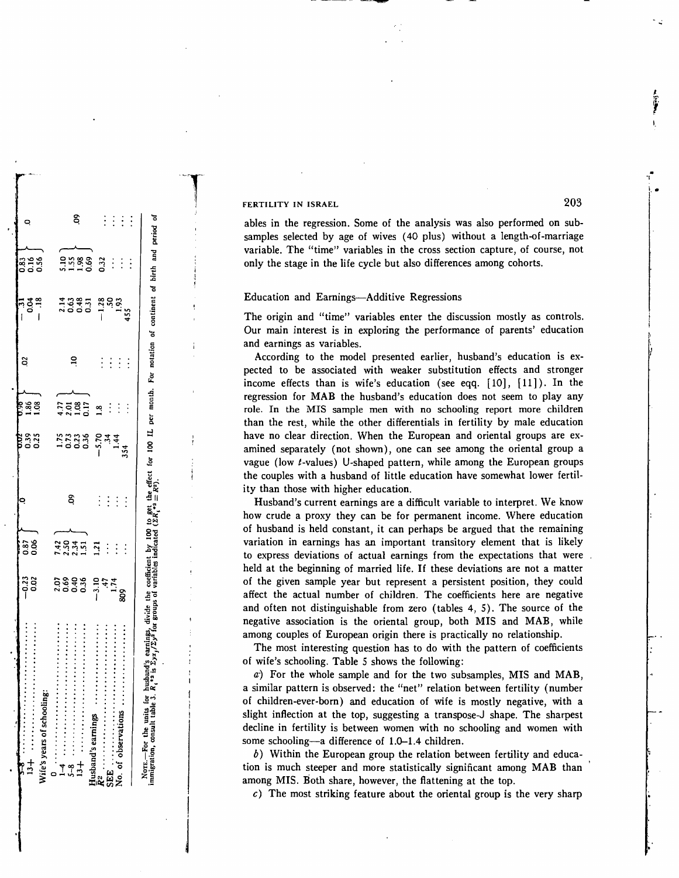| | | | | | | | | | |
|---|---|---|---|---|---|---|---|---|---|
| 5-8 | | | .0 | 0.02 | 0.96 | .02 | −.31 | 0.83 | .0 |
| 13+ | −0.23 | 0.87 | | 0.39 | 1.86 | | 0.04 | 0.16 | |
| | 0.02 | 0.06 | | 0.25 | 1.08 | | −.18 | 0.56 | |
| Wife's years of schooling: | | | | | | | | | |
| 0 | 2.07 | 7.42 | .09 | 1.75 | 4.77 | .10 | 2.14 | 5.10 | .09 |
| 1-4 | 0.69 | 2.50 | | 0.73 | 2.01 | | 0.63 | 1.55 | |
| 5-8 | 0.40 | 2.34 | | 0.23 | 1.08 | | 0.48 | 1.98 | |
| 13+ | 0.36 | 1.51 | | 0.36 | 0.17 | | 0.31 | 0.69 | |
| Husband's earnings | −3.10 | 1.21 | ... | −5.70 | 1.8 | ... | −1.28 | 0.32 | ... |
| $R^2$ | .47 | ... | ... | .34 | ... | ... | .50 | ... | ... |
| SEE | 1.74 | ... | ... | 1.44 | ... | ... | 1.93 | ... | ... |
| No. of observations | 809 | ... | ... | 354 | ... | ... | 455 | ... | ... |

NOTE.—For the units for husband's earnings, divide the coefficient by 100 to get the effect for 100 IL per month. For notation of continent of birth and period of immigration, consult table 3. $R_t^{*2}$ is $\Sigma y x_j / \Sigma y^2$ for groups of variables indicated ($\Sigma R_t^{*2} = R^2$).

ables in the regression. Some of the analysis was also performed on subsamples selected by age of wives (40 plus) without a length-of-marriage variable. The "time" variables in the cross section capture, of course, not only the stage in the life cycle but also differences among cohorts.

## Education and Earnings—Additive Regressions

The origin and "time" variables enter the discussion mostly as controls. Our main interest is in exploring the performance of parents' education and earnings as variables.

According to the model presented earlier, husband's education is expected to be associated with weaker substitution effects and stronger income effects than is wife's education (see eqq. [10], [11]). In the regression for MAB the husband's education does not seem to play any role. In the MIS sample men with no schooling report more children than the rest, while the other differentials in fertility by male education have no clear direction. When the European and oriental groups are examined separately (not shown), one can see among the oriental group a vague (low $t$-values) U-shaped pattern, while among the European groups the couples with a husband of little education have somewhat lower fertility than those with higher education.

Husband's current earnings are a difficult variable to interpret. We know how crude a proxy they can be for permanent income. Where education of husband is held constant, it can perhaps be argued that the remaining variation in earnings has an important transitory element that is likely to express deviations of actual earnings from the expectations that were held at the beginning of married life. If these deviations are not a matter of the given sample year but represent a persistent position, they could affect the actual number of children. The coefficients here are negative and often not distinguishable from zero (tables 4, 5). The source of the negative association is the oriental group, both MIS and MAB, while among couples of European origin there is practically no relationship.

The most interesting question has to do with the pattern of coefficients of wife's schooling. Table 5 shows the following:

*a*) For the whole sample and for the two subsamples, MIS and MAB, a similar pattern is observed: the "net" relation between fertility (number of children-ever-born) and education of wife is mostly negative, with a slight inflection at the top, suggesting a transpose-J shape. The sharpest decline in fertility is between women with no schooling and women with some schooling—a difference of 1.0–1.4 children.

*b*) Within the European group the relation between fertility and education is much steeper and more statistically significant among MAB than among MIS. Both share, however, the flattening at the top.

*c*) The most striking feature about the oriental group is the very sharp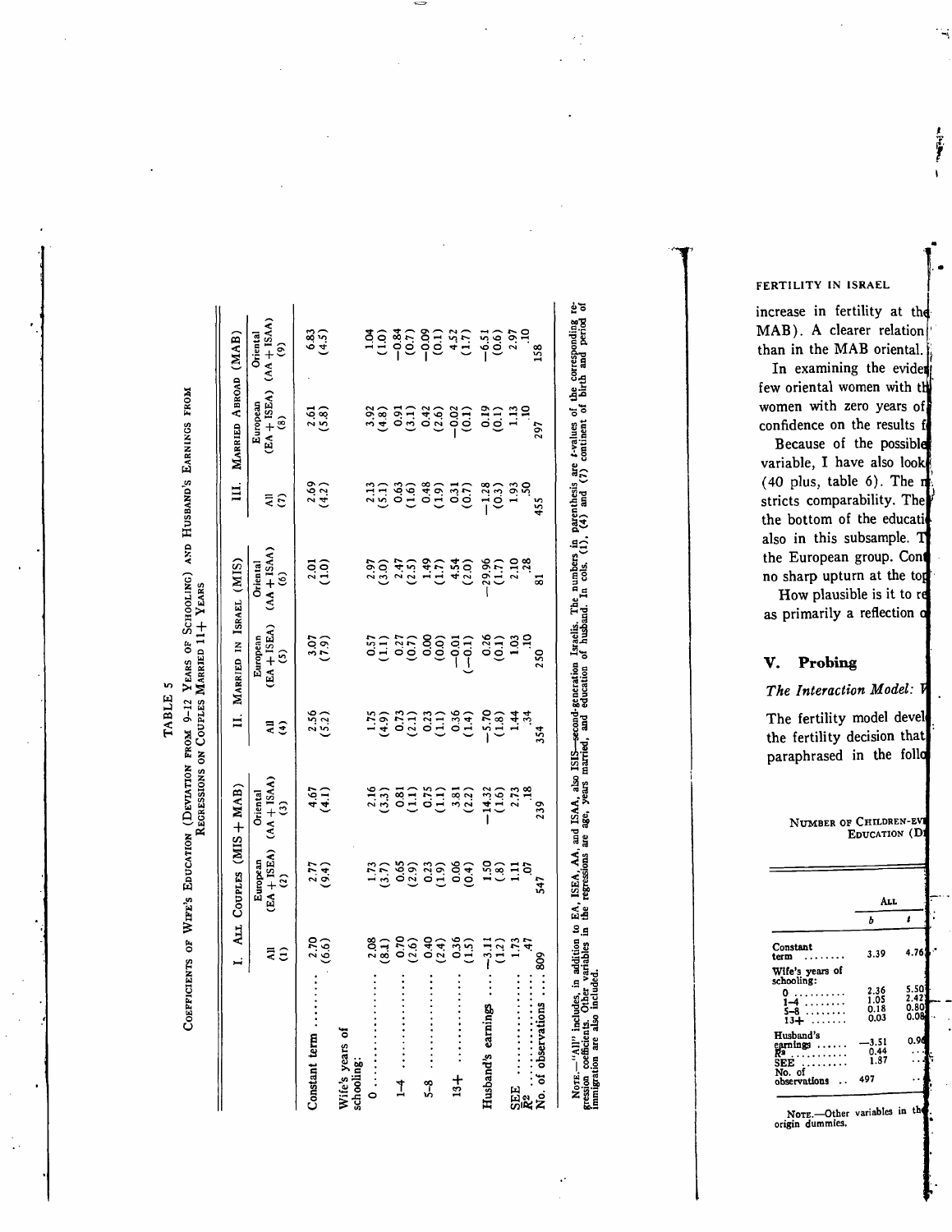TABLE 5

COEFFICIENTS OF WIFE'S EDUCATION (DEVIATION FROM 9–12 YEARS OF SCHOOLING) AND HUSBAND'S EARNINGS FROM REGRESSIONS ON COUPLES MARRIED 11+ YEARS

| | I. ALL COUPLES (MIS + MAB) | | | II. MARRIED IN ISRAEL (MIS) | | | III. MARRIED ABROAD (MAB) | | |
|---|---|---|---|---|---|---|---|---|---|
| | All (1) | European (EA + ISEA) (2) | Oriental (AA + ISAA) (3) | All (4) | European (EA + ISEA) (5) | Oriental (AA + ISAA) (6) | All (7) | European (EA + ISEA) (8) | Oriental (AA + ISAA) (9) |
| Constant term | 2.70 (6.6) | 2.77 (9.4) | 4.67 (4.1) | 2.56 (5.2) | 3.07 (7.9) | 2.01 (1.0) | 2.69 (4.2) | 2.61 (5.8) | 6.83 (4.5) |
| Wife's years of schooling: | | | | | | | | | |
| 0 | 2.08 (8.1) | 1.73 (3.7) | 2.16 (3.3) | 1.75 (4.9) | 0.57 (1.1) | 2.97 (3.0) | 2.13 (5.1) | 3.92 (4.8) | 1.04 (1.0) |
| 1–4 | 0.70 (2.6) | 0.65 (2.9) | 0.81 (1.1) | 0.73 (2.1) | 0.27 (0.7) | 2.47 (2.5) | 0.63 (1.6) | 0.91 (3.1) | −0.84 (0.7) |
| 5–8 | 0.40 (2.4) | 0.23 (1.9) | 0.75 (1.1) | 0.23 (1.1) | 0.00 (0.0) | 1.49 (1.7) | 0.48 (1.9) | 0.42 (2.6) | −0.09 (0.1) |
| 13+ | 0.36 (1.5) | 0.06 (0.4) | 3.81 (2.2) | 0.36 (1.4) | −0.01 (−0.1) | 4.54 (2.0) | 0.31 (0.7) | −0.02 (0.1) | 4.52 (1.7) |
| Husband's earnings | −3.11 (1.2) | 1.50 (.8) | −14.32 (1.6) | −5.70 (1.8) | 0.26 (0.1) | −29.96 (1.7) | −1.28 (0.3) | 0.19 (0.1) | −6.51 (0.6) |
| SEE | 1.73 | 1.11 | 2.73 | 1.44 | 1.03 | 2.10 | 1.93 | 1.13 | 2.97 |
| $\bar{R}^2$ | .47 | .07 | .18 | .34 | .10 | .28 | .50 | .10 | .10 |
| No. of observations | 809 | 547 | 239 | 354 | 250 | 81 | 455 | 297 | 158 |

NOTE.—"All" includes, in addition to EA, ISEA, AA, and ISAA, also ISIS—second-generation Israelis. The numbers in parenthesis are $t$-values of the corresponding regression coefficients. Other variables in the regressions are age, years married, and education of husband. In cols. (1), (4) and (7) continent of birth and period of immigration are also included.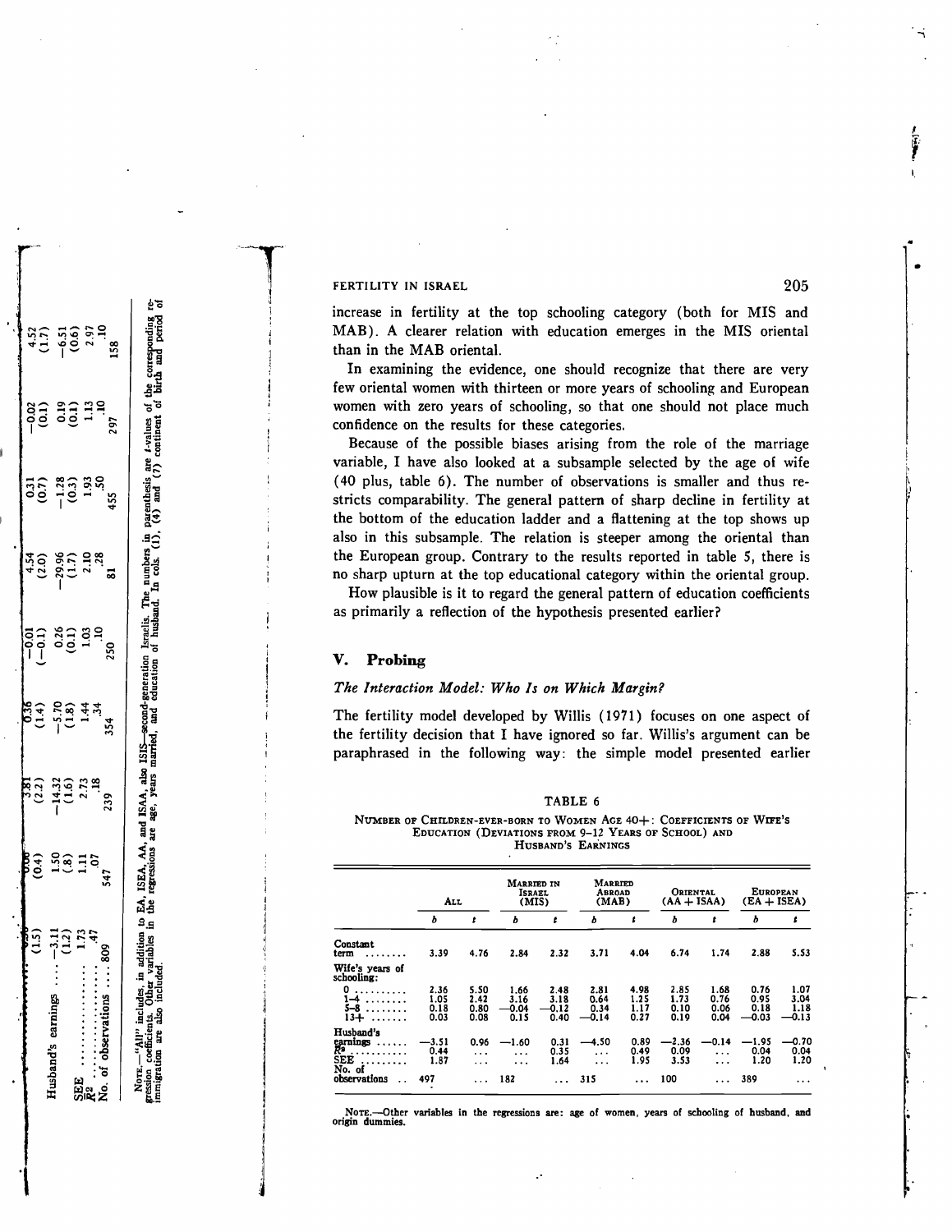| | | | | | | | | |
|---|---|---|---|---|---|---|---|---|
| 0.50 | 0.06 | 3.81 | 0.36 | −0.01 | 4.54 | 0.31 | −0.02 | 4.52 |
| (1.5) | (0.4) | (2.2) | (1.4) | (−0.1) | (2.0) | (0.7) | (0.1) | (1.7) |
| Husband's earnings ... −3.11 | 1.50 | −14.32 | −5.70 | 0.26 | −29.96 | −1.28 | 0.19 | −6.51 |
| (1.2) | (.8) | (1.6) | (1.8) | (0.1) | (1.7) | (0.3) | (0.1) | (0.6) |
| SEE ... 1.73 | 1.11 | 2.73 | 1.44 | 1.03 | 2.10 | 1.93 | 1.13 | 2.97 |
| $R^2$ ... .47 | .07 | .18 | .34 | .10 | .28 | .50 | .10 | .10 |
| No. of observations ... 809 | 547 | 239 | 354 | 250 | 81 | 455 | 297 | 158 |

NOTE.—"All" includes, in addition to EA, ISEA, AA, and ISAA, also ISIS—second-generation Israelis. The numbers in parenthesis are *t*-values of the corresponding regression coefficients. Other variables in the regressions are age, years married, and education of husband. In cols. (1), (4) and (7) continent of birth and period of immigration are also included.

increase in fertility at the top schooling category (both for MIS and MAB). A clearer relation with education emerges in the MIS oriental than in the MAB oriental.

In examining the evidence, one should recognize that there are very few oriental women with thirteen or more years of schooling and European women with zero years of schooling, so that one should not place much confidence on the results for these categories.

Because of the possible biases arising from the role of the marriage variable, I have also looked at a subsample selected by the age of wife (40 plus, table 6). The number of observations is smaller and thus restricts comparability. The general pattern of sharp decline in fertility at the bottom of the education ladder and a flattening at the top shows up also in this subsample. The relation is steeper among the oriental than the European group. Contrary to the results reported in table 5, there is no sharp upturn at the top educational category within the oriental group.

How plausible is it to regard the general pattern of education coefficients as primarily a reflection of the hypothesis presented earlier?

## V. Probing

### *The Interaction Model: Who Is on Which Margin?*

The fertility model developed by Willis (1971) focuses on one aspect of the fertility decision that I have ignored so far. Willis's argument can be paraphrased in the following way: the simple model presented earlier

TABLE 6

NUMBER OF CHILDREN-EVER-BORN TO WOMEN AGE 40+: COEFFICIENTS OF WIFE'S EDUCATION (DEVIATIONS FROM 9–12 YEARS OF SCHOOL) AND HUSBAND'S EARNINGS

| | All | | Married in Israel (MIS) | | Married Abroad (MAB) | | Oriental (AA + ISAA) | | European (EA + ISEA) | |
|---|---|---|---|---|---|---|---|---|---|---|
| | *b* | *t* | *b* | *t* | *b* | *t* | *b* | *t* | *b* | *t* |
| Constant term ........ | 3.39 | 4.76 | 2.84 | 2.32 | 3.71 | 4.04 | 6.74 | 1.74 | 2.88 | 5.53 |
| Wife's years of schooling: | | | | | | | | | | |
| 0 ........ | 2.36 | 5.50 | 1.66 | 2.48 | 2.81 | 4.98 | 2.85 | 1.68 | 0.76 | 1.07 |
| 1–4 ........ | 1.05 | 2.42 | 3.16 | 3.18 | 0.64 | 1.25 | 1.73 | 0.76 | 0.95 | 3.04 |
| 5–8 ........ | 0.18 | 0.80 | −0.04 | −0.12 | 0.34 | 1.17 | 0.10 | 0.06 | 0.18 | 1.18 |
| 13+ ........ | 0.03 | 0.08 | 0.15 | 0.40 | −0.14 | 0.27 | 0.19 | 0.04 | −0.03 | −0.13 |
| Husband's earnings ...... | −3.51 | 0.96 | −1.60 | 0.31 | −4.50 | 0.89 | −2.36 | −0.14 | −1.95 | −0.70 |
| $R^2$ .......... | 0.44 | ... | ... | 0.35 | ... | 0.49 | 0.09 | ... | 0.04 | 0.04 |
| SEE .......... | 1.87 | ... | ... | 1.64 | ... | 1.95 | 3.53 | ... | 1.20 | 1.20 |
| No. of observations .. | 497 | ... | 182 | ... | 315 | ... | 100 | ... | 389 | ... |

NOTE.—Other variables in the regressions are: age of women, years of schooling of husband, and origin dummies.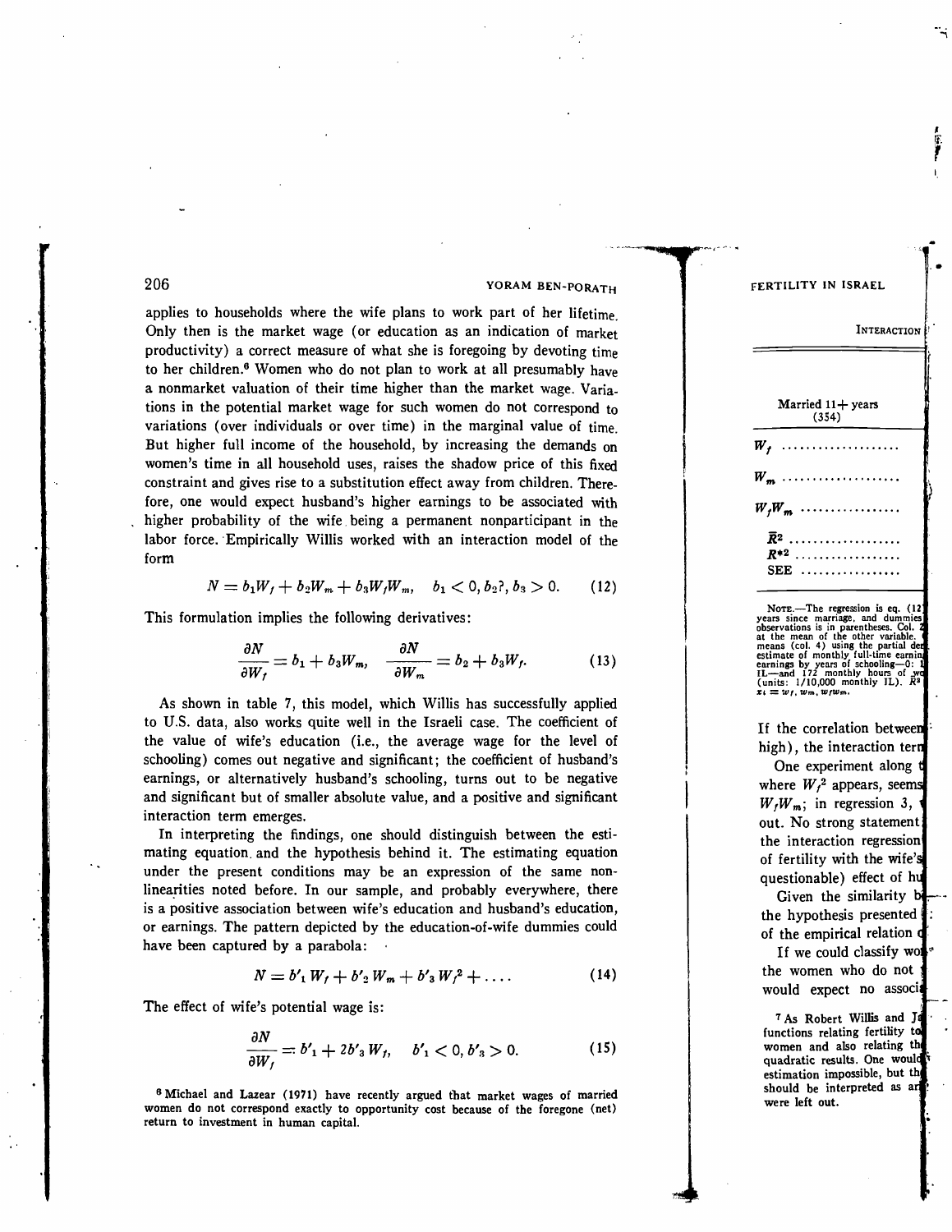applies to households where the wife plans to work part of her lifetime. Only then is the market wage (or education as an indication of market productivity) a correct measure of what she is foregoing by devoting time to her children.[6] Women who do not plan to work at all presumably have a nonmarket valuation of their time higher than the market wage. Variations in the potential market wage for such women do not correspond to variations (over individuals or over time) in the marginal value of time. But higher full income of the household, by increasing the demands on women's time in all household uses, raises the shadow price of this fixed constraint and gives rise to a substitution effect away from children. Therefore, one would expect husband's higher earnings to be associated with higher probability of the wife being a permanent nonparticipant in the labor force. Empirically Willis worked with an interaction model of the form

$$N = b_1 W_f + b_2 W_m + b_3 W_f W_m, \quad b_1 < 0, b_2?, b_3 > 0. \tag{12}$$

This formulation implies the following derivatives:

$$\frac{\partial N}{\partial W_f} = b_1 + b_3 W_m, \quad \frac{\partial N}{\partial W_m} = b_2 + b_3 W_f. \tag{13}$$

As shown in table 7, this model, which Willis has successfully applied to U.S. data, also works quite well in the Israeli case. The coefficient of the value of wife's education (i.e., the average wage for the level of schooling) comes out negative and significant; the coefficient of husband's earnings, or alternatively husband's schooling, turns out to be negative and significant but of smaller absolute value, and a positive and significant interaction term emerges.

In interpreting the findings, one should distinguish between the estimating equation and the hypothesis behind it. The estimating equation under the present conditions may be an expression of the same nonlinearities noted before. In our sample, and probably everywhere, there is a positive association between wife's education and husband's education, or earnings. The pattern depicted by the education-of-wife dummies could have been captured by a parabola:

$$N = b'_1 W_f + b'_2 W_m + b'_3 W_f^2 + \ldots. \tag{14}$$

The effect of wife's potential wage is:

$$\frac{\partial N}{\partial W_f} = b'_1 + 2b'_3 W_f, \quad b'_1 < 0, b'_3 > 0. \tag{15}$$

[6] Michael and Lazear (1971) have recently argued that market wages of married women do not correspond exactly to opportunity cost because of the foregone (net) return to investment in human capital.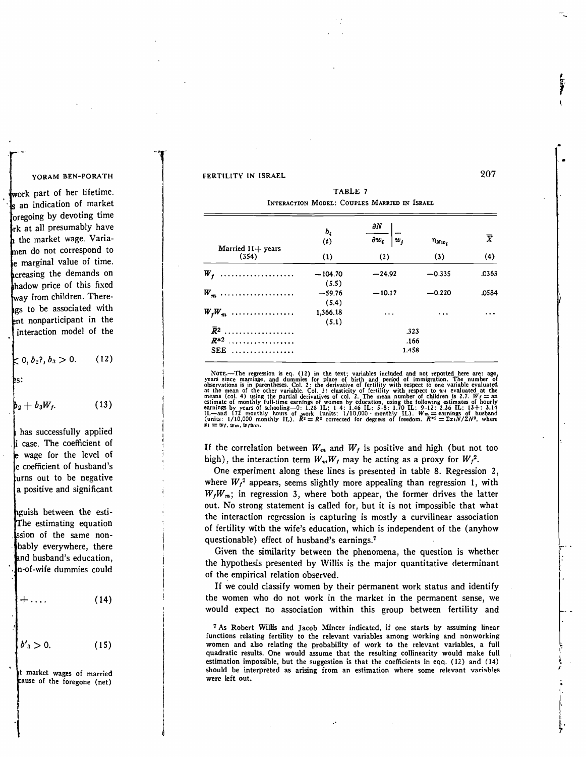TABLE 7

INTERACTION MODEL: COUPLES MARRIED IN ISRAEL

| Married 11+ years (354) | $b_i$ ($t$) (1) | $\frac{\partial N}{\partial w_i}\Big\|_{\bar{w}_j}$ (2) | $\eta_{Nw_i}$ (3) | $\bar{X}$ (4) |
|---|---|---|---|---|
| $W_f$ .................... | −104.70 (5.5) | −24.92 | −0.335 | .0363 |
| $W_m$ .................... | −59.76 (5.4) | −10.17 | −0.220 | .0584 |
| $W_fW_m$ ................ | 1,366.18 (5.1) | ... | ... | ... |
| $\bar{R}^2$ .................. | | .323 | | |
| $R^{*2}$ .................. | | .166 | | |
| SEE ................ | | 1.458 | | |

NOTE.—The regression is eq. (12) in the text; variables included and not reported here are: age, years since marriage, and dummies for place of birth and period of immigration. The number of observations is in parentheses. Col. 2: the derivative of fertility with respect to one variable evaluated at the mean of the other variable. Col. 3: elasticity of fertility with respect to $w_i$ evaluated at the means (col. 4) using the partial derivatives of col. 2. The mean number of children is 2.7. $W_f$ = an estimate of monthly full-time earnings of women by education, using the following estimates of hourly earnings by years of schooling—0: 1.28 IL; 1–4: 1.46 IL; 5–8: 1.70 IL; 9–12: 2.36 IL; 13+: 3.14 IL—and 172 monthly hours of work (units: 1/10,000 · monthly IL). $W_m$ = earnings of husband (units: 1/10,000 monthly IL). $\bar{R}^2 = R^2$ corrected for degrees of freedom. $R^{*2} = \Sigma x_i N / \Sigma N^2$, where $x_i = w_f, w_m, w_f w_m$.

If the correlation between $W_m$ and $W_f$ is positive and high (but not too high), the interaction term $W_mW_f$ may be acting as a proxy for $W_f^2$.

One experiment along these lines is presented in table 8. Regression 2, where $W_f^2$ appears, seems slightly more appealing than regression 1, with $W_fW_m$; in regression 3, where both appear, the former drives the latter out. No strong statement is called for, but it is not impossible that what the interaction regression is capturing is mostly a curvilinear association of fertility with the wife's education, which is independent of the (anyhow questionable) effect of husband's earnings.[7]

Given the similarity between the phenomena, the question is whether the hypothesis presented by Willis is the major quantitative determinant of the empirical relation observed.

If we could classify women by their permanent work status and identify the women who do not work in the market in the permanent sense, we would expect no association within this group between fertility and

[7] As Robert Willis and Jacob Mincer indicated, if one starts by assuming linear functions relating fertility to the relevant variables among working and nonworking women and also relating the probability of work to the relevant variables, a full quadratic results. One would assume that the resulting collinearity would make full estimation impossible, but the suggestion is that the coefficients in eqq. (12) and (14) should be interpreted as arising from an estimation where some relevant variables were left out.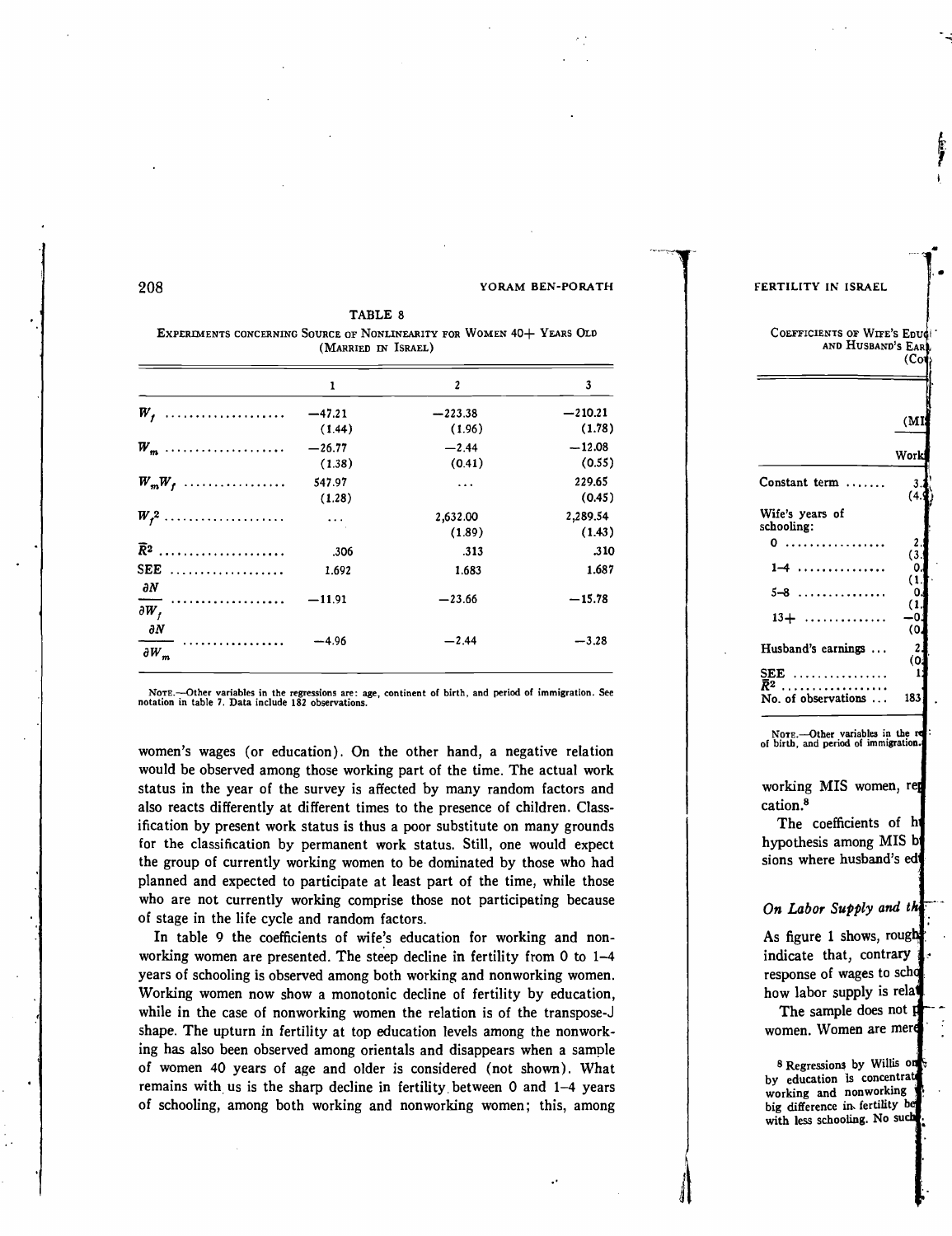TABLE 8

EXPERIMENTS CONCERNING SOURCE OF NONLINEARITY FOR WOMEN 40+ YEARS OLD (MARRIED IN ISRAEL)

| | 1 | 2 | 3 |
|---|---|---|---|
| $W_f$ | −47.21 | −223.38 | −210.21 |
| | (1.44) | (1.96) | (1.78) |
| $W_m$ | −26.77 | −2.44 | −12.08 |
| | (1.38) | (0.41) | (0.55) |
| $W_m W_f$ | 547.97 | ... | 229.65 |
| | (1.28) | | (0.45) |
| $W_f^2$ | ... | 2,632.00 | 2,289.54 |
| | | (1.89) | (1.43) |
| $\bar{R}^2$ | .306 | .313 | .310 |
| SEE | 1.692 | 1.683 | 1.687 |
| $\frac{\partial N}{\partial W_f}$ | −11.91 | −23.66 | −15.78 |
| $\frac{\partial N}{\partial W_m}$ | −4.96 | −2.44 | −3.28 |

NOTE.—Other variables in the regressions are: age, continent of birth, and period of immigration. See notation in table 7. Data include 182 observations.

women's wages (or education). On the other hand, a negative relation would be observed among those working part of the time. The actual work status in the year of the survey is affected by many random factors and also reacts differently at different times to the presence of children. Classification by present work status is thus a poor substitute on many grounds for the classification by permanent work status. Still, one would expect the group of currently working women to be dominated by those who had planned and expected to participate at least part of the time, while those who are not currently working comprise those not participating because of stage in the life cycle and random factors.

In table 9 the coefficients of wife's education for working and nonworking women are presented. The steep decline in fertility from 0 to 1–4 years of schooling is observed among both working and nonworking women. Working women now show a monotonic decline of fertility by education, while in the case of nonworking women the relation is of the transpose-J shape. The upturn in fertility at top education levels among the nonworking has also been observed among orientals and disappears when a sample of women 40 years of age and older is considered (not shown). What remains with us is the sharp decline in fertility between 0 and 1–4 years of schooling, among both working and nonworking women; this, among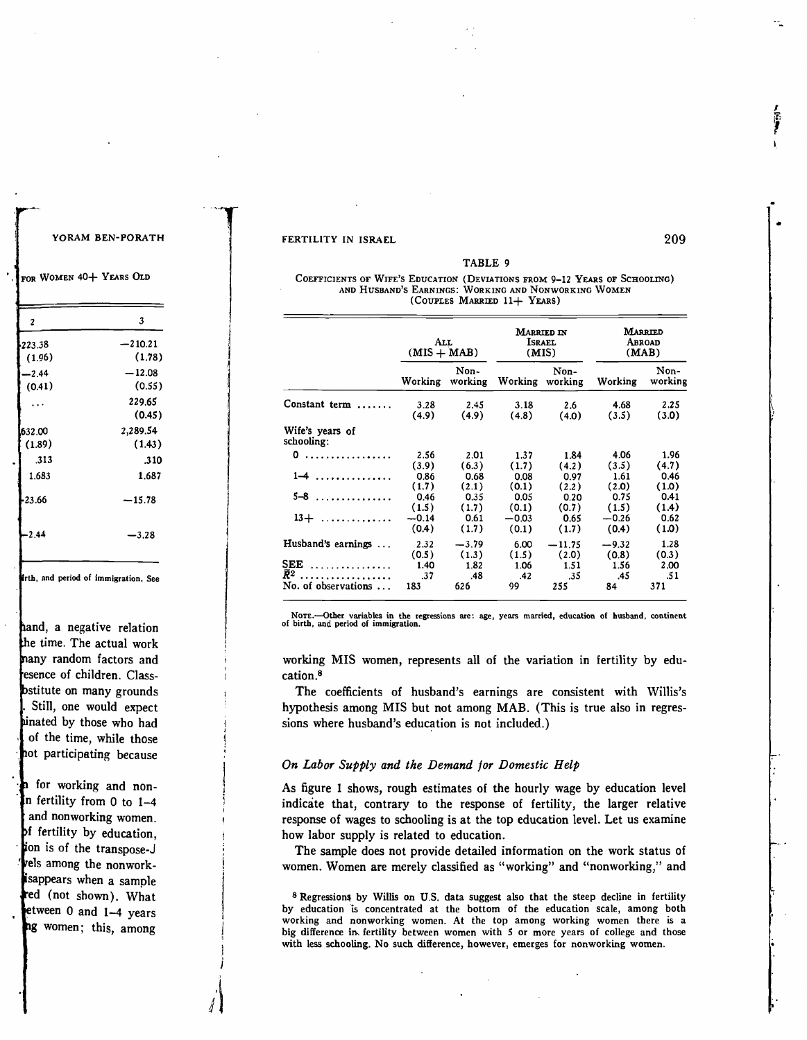TABLE 9

COEFFICIENTS OF WIFE'S EDUCATION (DEVIATIONS FROM 9–12 YEARS OF SCHOOLING) AND HUSBAND'S EARNINGS: WORKING AND NONWORKING WOMEN (COUPLES MARRIED 11+ YEARS)

| | ALL (MIS + MAB) | | MARRIED IN ISRAEL (MIS) | | MARRIED ABROAD (MAB) | |
|---|---|---|---|---|---|---|
| | Working | Non-working | Working | Non-working | Working | Non-working |
| Constant term ....... | 3.28 | 2.45 | 3.18 | 2.6 | 4.68 | 2.25 |
| | (4.9) | (4.9) | (4.8) | (4.0) | (3.5) | (3.0) |
| Wife's years of schooling: | | | | | | |
| 0 ................. | 2.56 | 2.01 | 1.37 | 1.84 | 4.06 | 1.96 |
| | (3.9) | (6.3) | (1.7) | (4.2) | (3.5) | (4.7) |
| 1–4 ............... | 0.86 | 0.68 | 0.08 | 0.97 | 1.61 | 0.46 |
| | (1.7) | (2.1) | (0.1) | (2.2) | (2.0) | (1.0) |
| 5–8 ............... | 0.46 | 0.35 | 0.05 | 0.20 | 0.75 | 0.41 |
| | (1.5) | (1.7) | (0.1) | (0.7) | (1.5) | (1.4) |
| 13+ .............. | −0.14 | 0.61 | −0.03 | 0.65 | −0.26 | 0.62 |
| | (0.4) | (1.7) | (0.1) | (1.7) | (0.4) | (1.0) |
| Husband's earnings ... | 2.32 | −3.79 | 6.00 | −11.75 | −9.32 | 1.28 |
| | (0.5) | (1.3) | (1.5) | (2.0) | (0.8) | (0.3) |
| SEE ................ | 1.40 | 1.82 | 1.06 | 1.51 | 1.56 | 2.00 |
| $\bar{R}^2$ .................. | .37 | .48 | .42 | .35 | .45 | .51 |
| No. of observations ... | 183 | 626 | 99 | 255 | 84 | 371 |

NOTE.—Other variables in the regressions are: age, years married, education of husband, continent of birth, and period of immigration.

working MIS women, represents all of the variation in fertility by education.[8]

The coefficients of husband's earnings are consistent with Willis's hypothesis among MIS but not among MAB. (This is true also in regressions where husband's education is not included.)

### *On Labor Supply and the Demand for Domestic Help*

As figure 1 shows, rough estimates of the hourly wage by education level indicate that, contrary to the response of fertility, the larger relative response of wages to schooling is at the top education level. Let us examine how labor supply is related to education.

The sample does not provide detailed information on the work status of women. Women are merely classified as "working" and "nonworking," and

[8] Regressions by Willis on U.S. data suggest also that the steep decline in fertility by education is concentrated at the bottom of the education scale, among both working and nonworking women. At the top among working women there is a big difference in fertility between women with 5 or more years of college and those with less schooling. No such difference, however, emerges for nonworking women.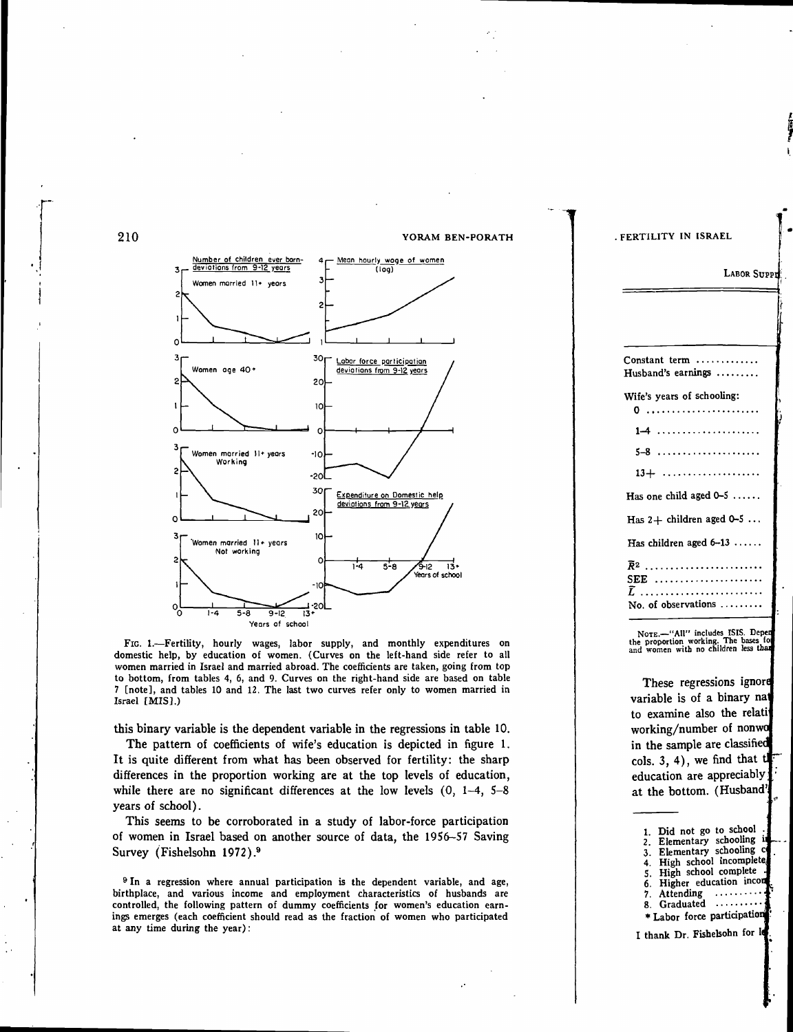Number of children ever born- deviations from 9-12 years

Women married 11+ years

Mean hourly wage of women (log)

Women age 40+

Labor force participation deviations from 9-12 years

Women married 11+ years Working

Expenditure on Domestic help deviations from 9-12 years

Women married 11+ years Not working

Years of school

Fig. 1.—Fertility, hourly wages, labor supply, and monthly expenditures on domestic help, by education of women. (Curves on the left-hand side refer to all women married in Israel and married abroad. The coefficients are taken, going from top to bottom, from tables 4, 6, and 9. Curves on the right-hand side are based on table 7 [note], and tables 10 and 12. The last two curves refer only to women married in Israel [MIS].)

this binary variable is the dependent variable in the regressions in table 10.

The pattern of coefficients of wife's education is depicted in figure 1. It is quite different from what has been observed for fertility: the sharp differences in the proportion working are at the top levels of education, while there are no significant differences at the low levels (0, 1–4, 5–8 years of school).

This seems to be corroborated in a study of labor-force participation of women in Israel based on another source of data, the 1956–57 Saving Survey (Fishelsohn 1972).[9]

[9] In a regression where annual participation is the dependent variable, and age, birthplace, and various income and employment characteristics of husbands are controlled, the following pattern of dummy coefficients for women's education earnings emerges (each coefficient should read as the fraction of women who participated at any time during the year):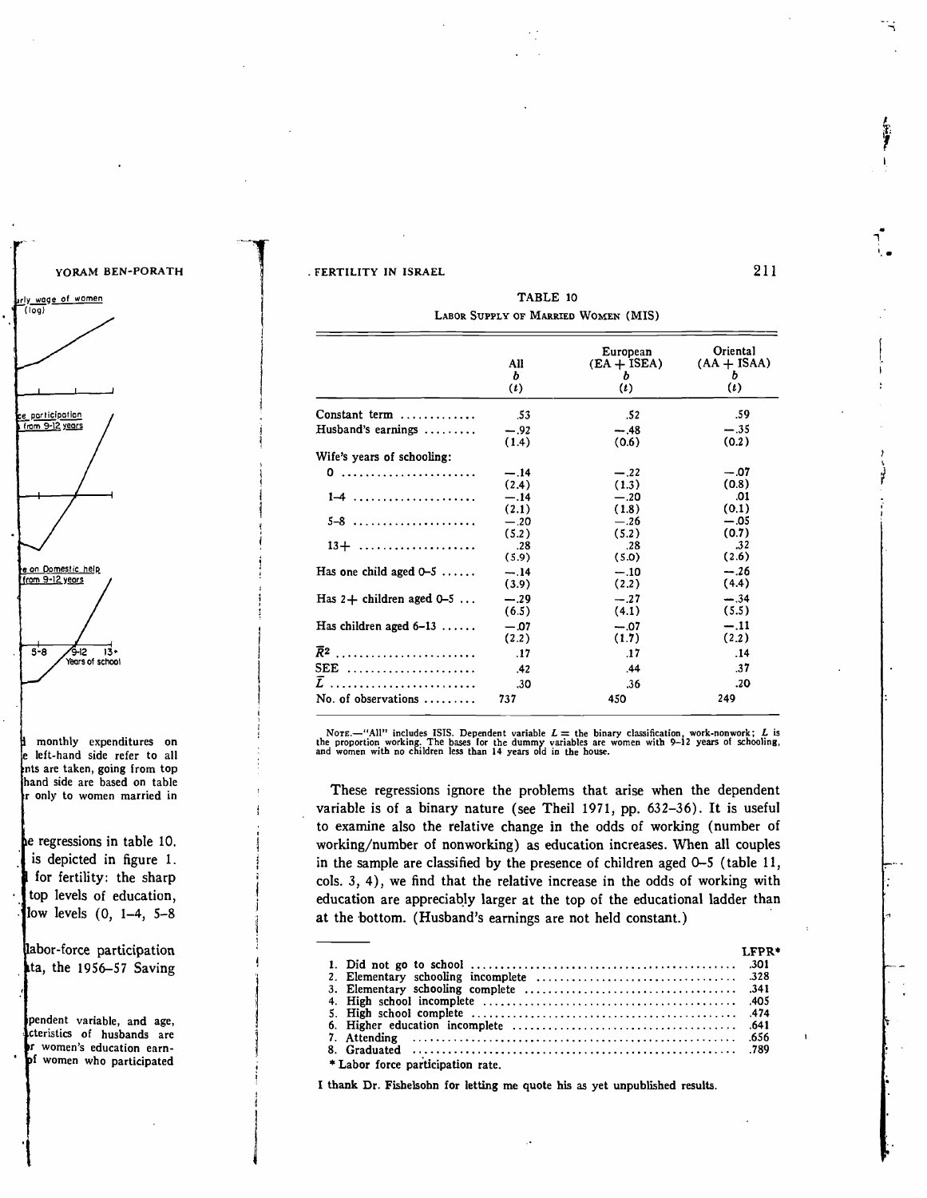TABLE 10

LABOR SUPPLY OF MARRIED WOMEN (MIS)

| | All $b$ ($t$) | European (EA + ISEA) $b$ ($t$) | Oriental (AA + ISAA) $b$ ($t$) |
|---|---|---|---|
| Constant term | .53 | .52 | .59 |
| Husband's earnings | −.92 | −.48 | −.35 |
| | (1.4) | (0.6) | (0.2) |
| Wife's years of schooling: | | | |
| 0 | −.14 | −.22 | −.07 |
| | (2.4) | (1.3) | (0.8) |
| 1–4 | −.14 | −.20 | .01 |
| | (2.1) | (1.8) | (0.1) |
| 5–8 | −.20 | −.26 | −.05 |
| | (5.2) | (5.2) | (0.7) |
| 13+ | .28 | .28 | .32 |
| | (5.9) | (5.0) | (2.6) |
| Has one child aged 0–5 | −.14 | −.10 | −.26 |
| | (3.9) | (2.2) | (4.4) |
| Has 2+ children aged 0–5 | −.29 | −.27 | −.34 |
| | (6.5) | (4.1) | (5.5) |
| Has children aged 6–13 | −.07 | −.07 | −.11 |
| | (2.2) | (1.7) | (2.2) |
| $\bar{R}^2$ | .17 | .17 | .14 |
| SEE | .42 | .44 | .37 |
| $\bar{L}$ | .30 | .36 | .20 |
| No. of observations | 737 | 450 | 249 |

NOTE.—"All" includes ISIS. Dependent variable $L$ = the binary classification, work-nonwork; $\bar{L}$ is the proportion working. The bases for the dummy variables are women with 9–12 years of schooling, and women with no children less than 14 years old in the house.

These regressions ignore the problems that arise when the dependent variable is of a binary nature (see Theil 1971, pp. 632–36). It is useful to examine also the relative change in the odds of working (number of working/number of nonworking) as education increases. When all couples in the sample are classified by the presence of children aged 0–5 (table 11, cols. 3, 4), we find that the relative increase in the odds of working with education are appreciably larger at the top of the educational ladder than at the bottom. (Husband's earnings are not held constant.)

| | LFPR* |
|---|---|
| 1. Did not go to school | .301 |
| 2. Elementary schooling incomplete | .328 |
| 3. Elementary schooling complete | .341 |
| 4. High school incomplete | .405 |
| 5. High school complete | .474 |
| 6. Higher education incomplete | .641 |
| 7. Attending | .656 |
| 8. Graduated | .789 |

\* Labor force participation rate.

I thank Dr. Fishelsohn for letting me quote his as yet unpublished results.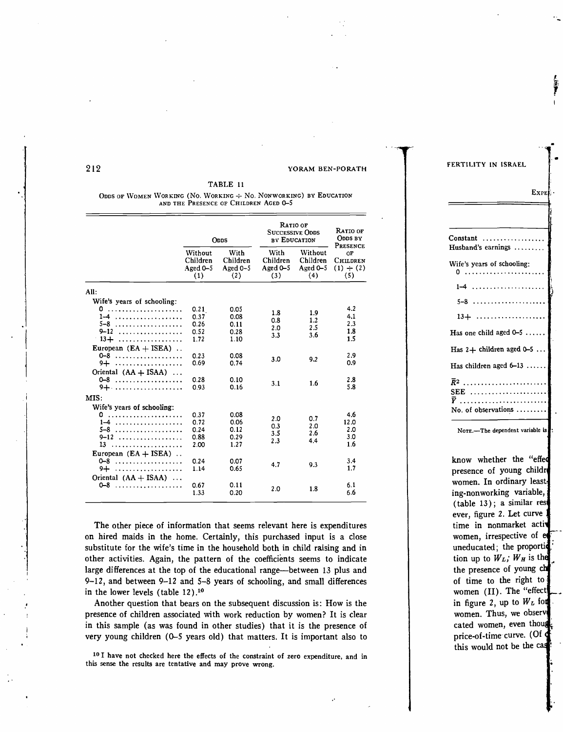TABLE 11

ODDS OF WOMEN WORKING (NO. WORKING ÷ NO. NONWORKING) BY EDUCATION AND THE PRESENCE OF CHILDREN AGED 0–5

| | Odds | | Ratio of Successive Odds by Education | | Ratio of Odds by Presence of Children |
|---|---|---|---|---|---|
| | Without Children Aged 0–5 (1) | With Children Aged 0–5 (2) | With Children Aged 0–5 (3) | Without Children Aged 0–5 (4) | (1) ÷ (2) (5) |
| **All:** | | | | | |
| Wife's years of schooling: | | | | | |
| 0 | 0.21 | 0.05 | | | 4.2 |
| 1–4 | 0.37 | 0.08 | 1.8 | 1.9 | 4.1 |
| 5–8 | 0.26 | 0.11 | 0.8 | 1.2 | 2.3 |
| 9–12 | 0.52 | 0.28 | 2.0 | 2.5 | 1.8 |
| 13+ | 1.72 | 1.10 | 3.3 | 3.6 | 1.5 |
| European (EA + ISEA) | | | | | |
| 0–8 | 0.23 | 0.08 | | | 2.9 |
| 9+ | 0.69 | 0.74 | 3.0 | 9.2 | 0.9 |
| Oriental (AA + ISAA) | | | | | |
| 0–8 | 0.28 | 0.10 | | | 2.8 |
| 9+ | 0.93 | 0.16 | 3.1 | 1.6 | 5.8 |
| **MIS:** | | | | | |
| Wife's years of schooling: | | | | | |
| 0 | 0.37 | 0.08 | | | 4.6 |
| 1–4 | 0.72 | 0.06 | 2.0 | 0.7 | 12.0 |
| 5–8 | 0.24 | 0.12 | 0.3 | 2.0 | 2.0 |
| 9–12 | 0.88 | 0.29 | 3.5 | 2.6 | 3.0 |
| 13 | 2.00 | 1.27 | 2.3 | 4.4 | 1.6 |
| European (EA + ISEA) | | | | | |
| 0–8 | 0.24 | 0.07 | | | 3.4 |
| 9+ | 1.14 | 0.65 | 4.7 | 9.3 | 1.7 |
| Oriental (AA + ISAA) | | | | | |
| 0–8 | 0.67 | 0.11 | | | 6.1 |
| | 1.33 | 0.20 | 2.0 | 1.8 | 6.6 |

The other piece of information that seems relevant here is expenditures on hired maids in the home. Certainly, this purchased input is a close substitute for the wife's time in the household both in child raising and in other activities. Again, the pattern of the coefficients seems to indicate large differences at the top of the educational range—between 13 plus and 9–12, and between 9–12 and 5–8 years of schooling, and small differences in the lower levels (table 12).[10]

Another question that bears on the subsequent discussion is: How is the presence of children associated with work reduction by women? It is clear in this sample (as was found in other studies) that it is the presence of very young children (0–5 years old) that matters. It is important also to

[10] I have not checked here the effects of the constraint of zero expenditure, and in this sense the results are tentative and may prove wrong.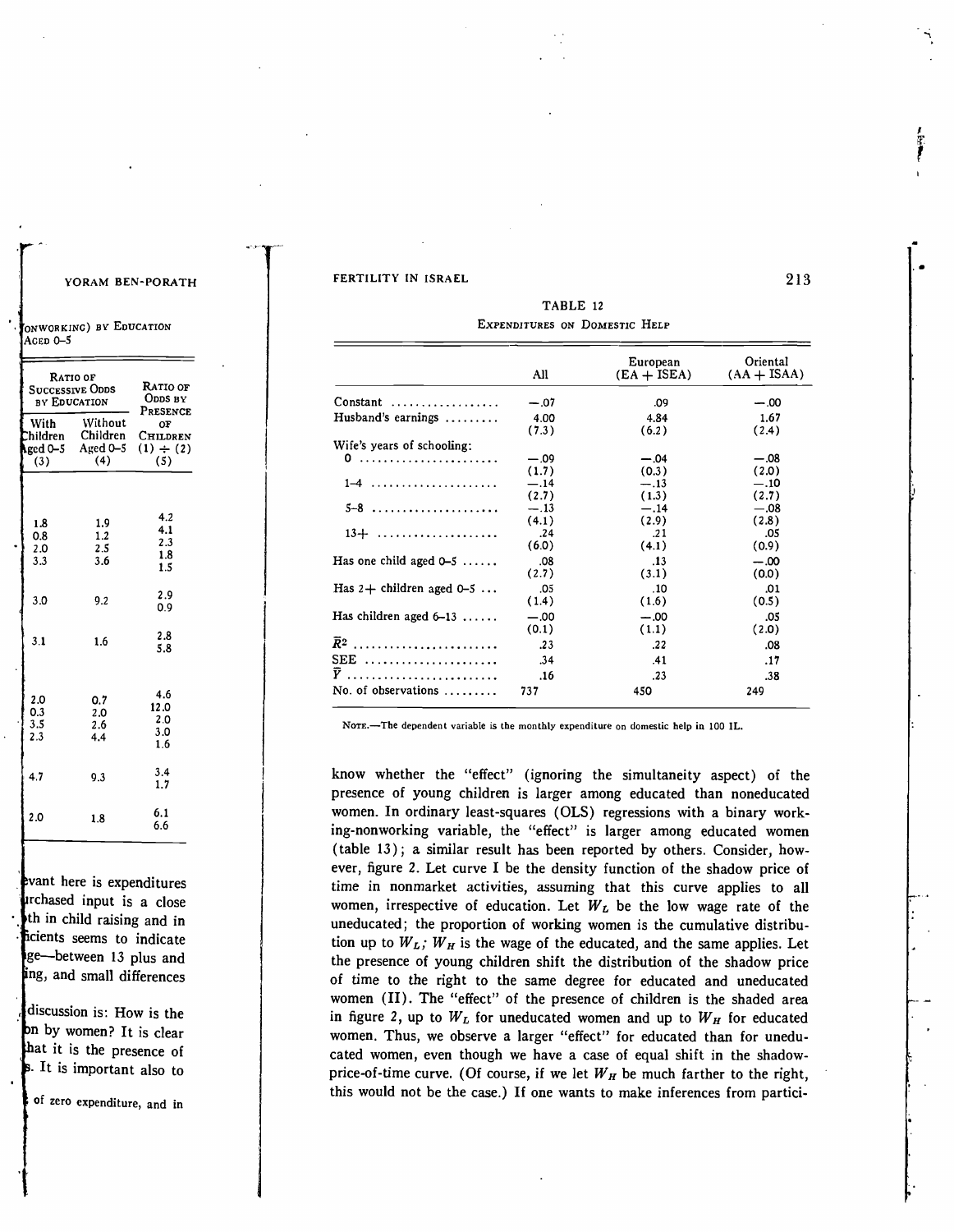TABLE 12

EXPENDITURES ON DOMESTIC HELP

| | All | European (EA + ISEA) | Oriental (AA + ISAA) |
|---|---|---|---|
| Constant | −.07 | .09 | −.00 |
| Husband's earnings | 4.00 | 4.84 | 1.67 |
| | (7.3) | (6.2) | (2.4) |
| Wife's years of schooling: | | | |
| 0 | −.09 | −.04 | −.08 |
| | (1.7) | (0.3) | (2.0) |
| 1–4 | −.14 | −.13 | −.10 |
| | (2.7) | (1.3) | (2.7) |
| 5–8 | −.13 | −.14 | −.08 |
| | (4.1) | (2.9) | (2.8) |
| 13+ | .24 | .21 | .05 |
| | (6.0) | (4.1) | (0.9) |
| Has one child aged 0–5 | .08 | .13 | −.00 |
| | (2.7) | (3.1) | (0.0) |
| Has 2+ children aged 0–5 | .05 | .10 | .01 |
| | (1.4) | (1.6) | (0.5) |
| Has children aged 6–13 | −.00 | −.00 | .05 |
| | (0.1) | (1.1) | (2.0) |
| $\bar{R}^2$ | .23 | .22 | .08 |
| SEE | .34 | .41 | .17 |
| $\bar{Y}$ | .16 | .23 | .38 |
| No. of observations | 737 | 450 | 249 |

NOTE.—The dependent variable is the monthly expenditure on domestic help in 100 IL.

know whether the "effect" (ignoring the simultaneity aspect) of the presence of young children is larger among educated than noneducated women. In ordinary least-squares (OLS) regressions with a binary working-nonworking variable, the "effect" is larger among educated women (table 13); a similar result has been reported by others. Consider, however, figure 2. Let curve I be the density function of the shadow price of time in nonmarket activities, assuming that this curve applies to all women, irrespective of education. Let $W_L$ be the low wage rate of the uneducated; the proportion of working women is the cumulative distribution up to $W_L$; $W_H$ is the wage of the educated, and the same applies. Let the presence of young children shift the distribution of the shadow price of time to the right to the same degree for educated and uneducated women (II). The "effect" of the presence of children is the shaded area in figure 2, up to $W_L$ for uneducated women and up to $W_H$ for educated women. Thus, we observe a larger "effect" for educated than for uneducated women, even though we have a case of equal shift in the shadow-price-of-time curve. (Of course, if we let $W_H$ be much farther to the right, this would not be the case.) If one wants to make inferences from partici-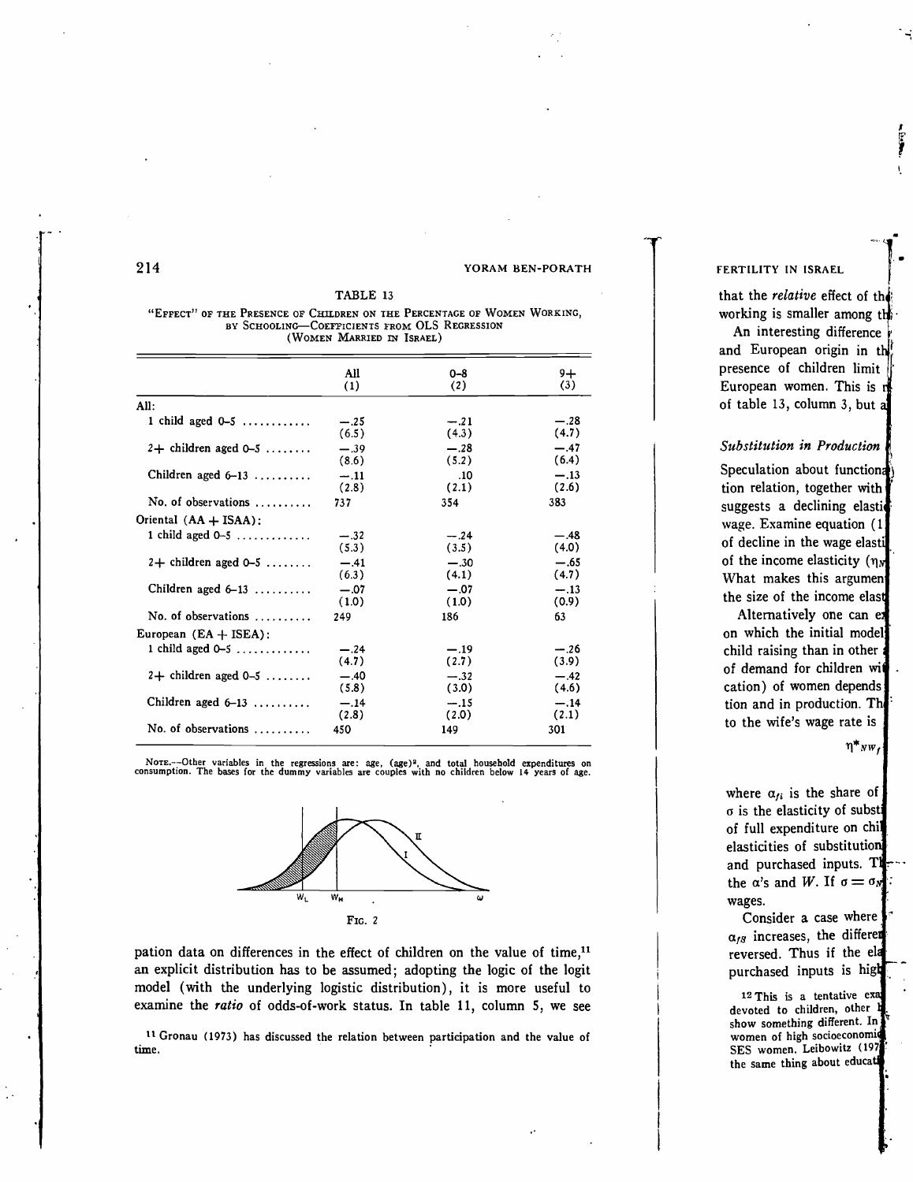TABLE 13

"EFFECT" OF THE PRESENCE OF CHILDREN ON THE PERCENTAGE OF WOMEN WORKING, BY SCHOOLING—COEFFICIENTS FROM OLS REGRESSION (WOMEN MARRIED IN ISRAEL)

| | All (1) | 0–8 (2) | 9+ (3) |
|---|---|---|---|
| All: | | | |
| 1 child aged 0–5 | −.25 (6.5) | −.21 (4.3) | −.28 (4.7) |
| 2+ children aged 0–5 | −.39 (8.6) | −.28 (5.2) | −.47 (6.4) |
| Children aged 6–13 | −.11 (2.8) | .10 (2.1) | −.13 (2.6) |
| No. of observations | 737 | 354 | 383 |
| Oriental (AA + ISAA): | | | |
| 1 child aged 0–5 | −.32 (5.3) | −.24 (3.5) | −.48 (4.0) |
| 2+ children aged 0–5 | −.41 (6.3) | −.30 (4.1) | −.65 (4.7) |
| Children aged 6–13 | −.07 (1.0) | −.07 (1.0) | −.13 (0.9) |
| No. of observations | 249 | 186 | 63 |
| European (EA + ISEA): | | | |
| 1 child aged 0–5 | −.24 (4.7) | −.19 (2.7) | −.26 (3.9) |
| 2+ children aged 0–5 | −.40 (5.8) | −.32 (3.0) | −.42 (4.6) |
| Children aged 6–13 | −.14 (2.8) | −.15 (2.0) | −.14 (2.1) |
| No. of observations | 450 | 149 | 301 |

NOTE.—Other variables in the regressions are: age, (age)$^2$, and total household expenditures on consumption. The bases for the dummy variables are couples with no children below 14 years of age.

FIG. 2

pation data on differences in the effect of children on the value of time,[11] an explicit distribution has to be assumed; adopting the logic of the logit model (with the underlying logistic distribution), it is more useful to examine the *ratio* of odds-of-work status. In table 11, column 5, we see

[11] Gronau (1973) has discussed the relation between participation and the value of time.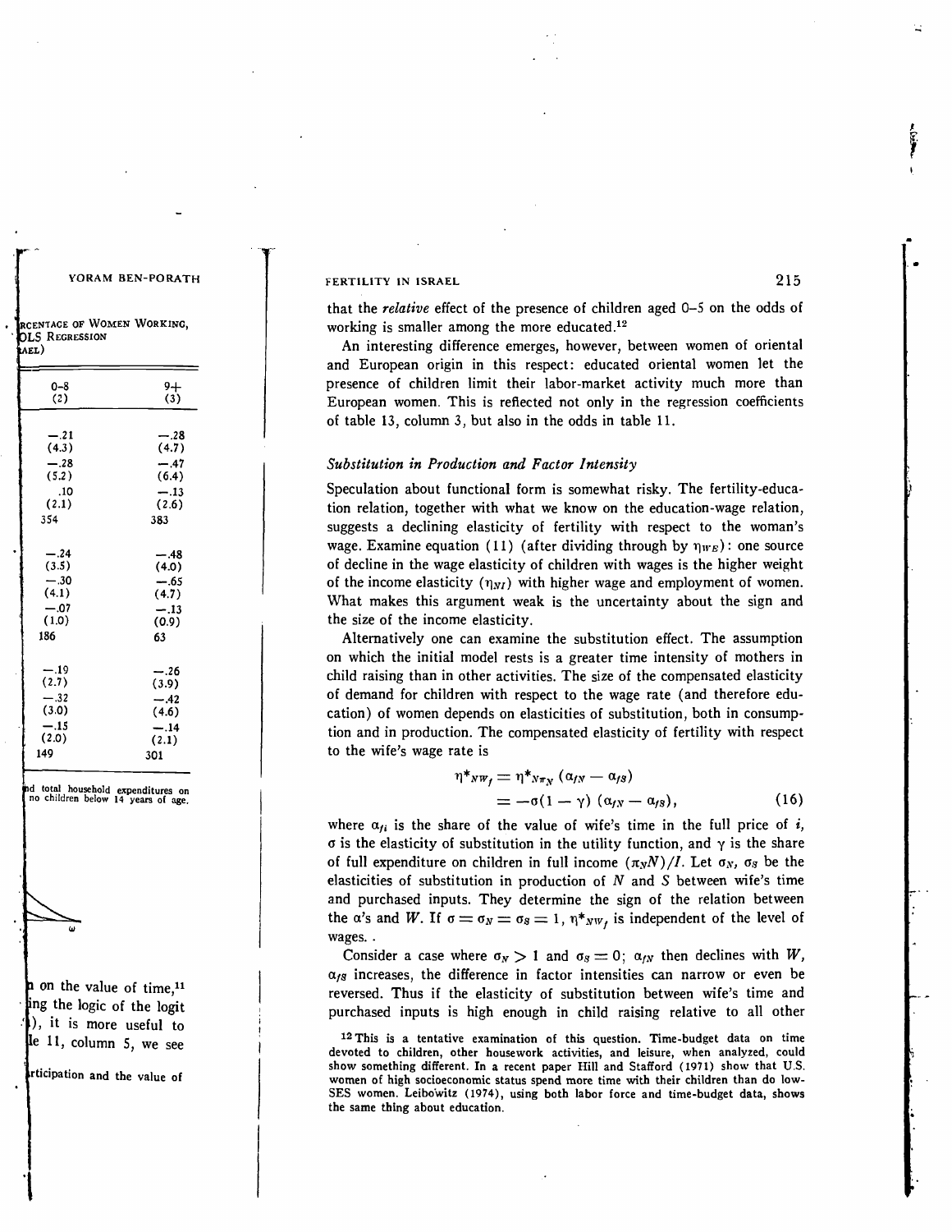that the *relative* effect of the presence of children aged 0–5 on the odds of working is smaller among the more educated.[12]

An interesting difference emerges, however, between women of oriental and European origin in this respect: educated oriental women let the presence of children limit their labor-market activity much more than European women. This is reflected not only in the regression coefficients of table 13, column 3, but also in the odds in table 11.

### *Substitution in Production and Factor Intensity*

Speculation about functional form is somewhat risky. The fertility-education relation, together with what we know on the education-wage relation, suggests a declining elasticity of fertility with respect to the woman's wage. Examine equation (11) (after dividing through by $\eta_{WE}$): one source of decline in the wage elasticity of children with wages is the higher weight of the income elasticity ($\eta_{NI}$) with higher wage and employment of women. What makes this argument weak is the uncertainty about the sign and the size of the income elasticity.

Alternatively one can examine the substitution effect. The assumption on which the initial model rests is a greater time intensity of mothers in child raising than in other activities. The size of the compensated elasticity of demand for children with respect to the wage rate (and therefore education) of women depends on elasticities of substitution, both in consumption and in production. The compensated elasticity of fertility with respect to the wife's wage rate is

$$
\begin{aligned}
\eta^*_{NW_f} &= \eta^*_{N\pi_N} (\alpha_{fN} - \alpha_{fS}) \\
&= -\sigma(1 - \gamma) (\alpha_{fN} - \alpha_{fS}), \qquad (16)
\end{aligned}
$$

where $\alpha_{fi}$ is the share of the value of wife's time in the full price of $i$, $\sigma$ is the elasticity of substitution in the utility function, and $\gamma$ is the share of full expenditure on children in full income $(\pi_N N)/I$. Let $\sigma_N$, $\sigma_S$ be the elasticities of substitution in production of $N$ and $S$ between wife's time and purchased inputs. They determine the sign of the relation between the $\alpha$'s and $W$. If $\sigma = \sigma_N = \sigma_S = 1$, $\eta^*_{NW_f}$ is independent of the level of wages.

Consider a case where $\sigma_N > 1$ and $\sigma_S = 0$; $\alpha_{fN}$ then declines with $W$, $\alpha_{fS}$ increases, the difference in factor intensities can narrow or even be reversed. Thus if the elasticity of substitution between wife's time and purchased inputs is high enough in child raising relative to all other

[12] This is a tentative examination of this question. Time-budget data on time devoted to children, other housework activities, and leisure, when analyzed, could show something different. In a recent paper Hill and Stafford (1971) show that U.S. women of high socioeconomic status spend more time with their children than do low-SES women. Leibowitz (1974), using both labor force and time-budget data, shows the same thing about education.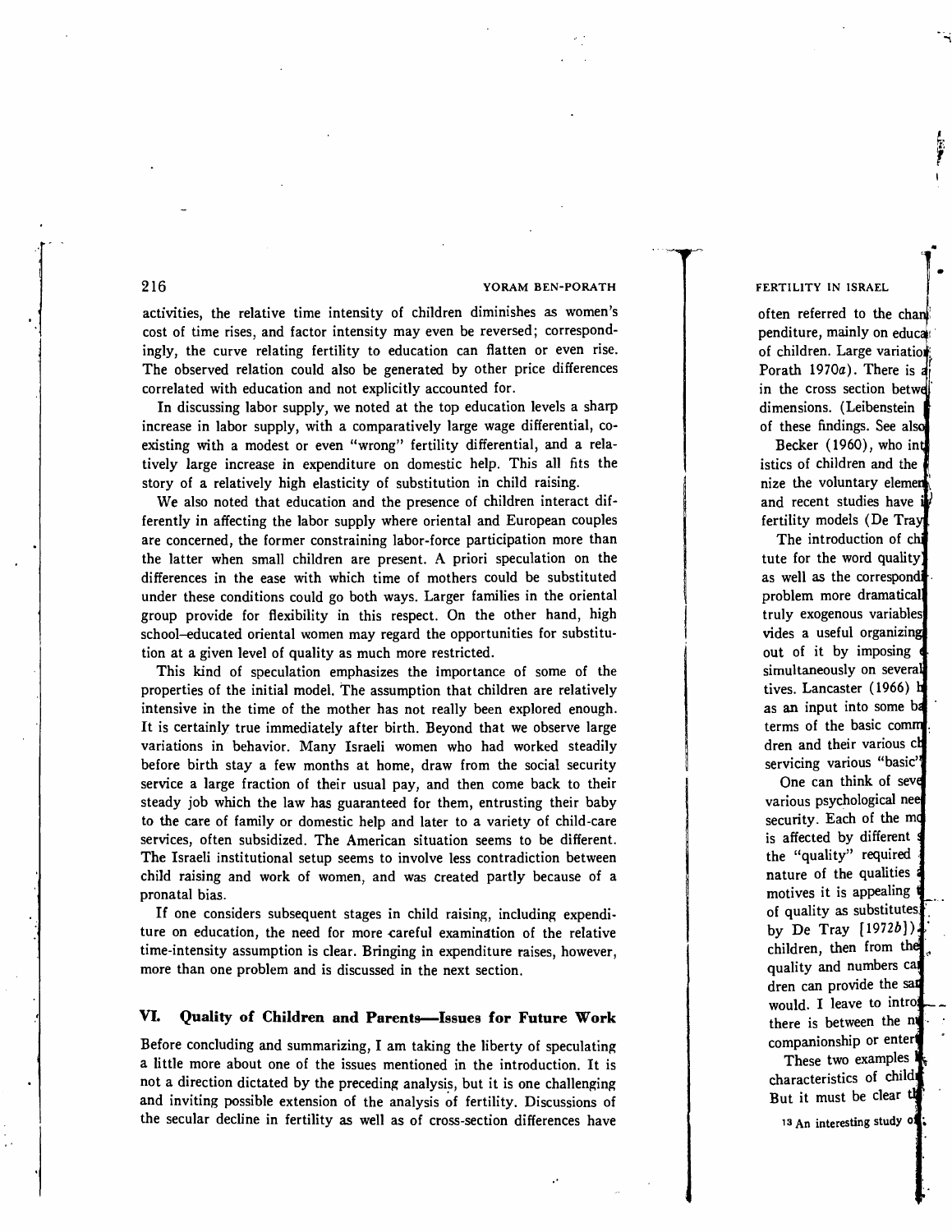activities, the relative time intensity of children diminishes as women's cost of time rises, and factor intensity may even be reversed; correspondingly, the curve relating fertility to education can flatten or even rise. The observed relation could also be generated by other price differences correlated with education and not explicitly accounted for.

In discussing labor supply, we noted at the top education levels a sharp increase in labor supply, with a comparatively large wage differential, coexisting with a modest or even "wrong" fertility differential, and a relatively large increase in expenditure on domestic help. This all fits the story of a relatively high elasticity of substitution in child raising.

We also noted that education and the presence of children interact differently in affecting the labor supply where oriental and European couples are concerned, the former constraining labor-force participation more than the latter when small children are present. A priori speculation on the differences in the ease with which time of mothers could be substituted under these conditions could go both ways. Larger families in the oriental group provide for flexibility in this respect. On the other hand, high school–educated oriental women may regard the opportunities for substitution at a given level of quality as much more restricted.

This kind of speculation emphasizes the importance of some of the properties of the initial model. The assumption that children are relatively intensive in the time of the mother has not really been explored enough. It is certainly true immediately after birth. Beyond that we observe large variations in behavior. Many Israeli women who had worked steadily before birth stay a few months at home, draw from the social security service a large fraction of their usual pay, and then come back to their steady job which the law has guaranteed for them, entrusting their baby to the care of family or domestic help and later to a variety of child-care services, often subsidized. The American situation seems to be different. The Israeli institutional setup seems to involve less contradiction between child raising and work of women, and was created partly because of a pronatal bias.

If one considers subsequent stages in child raising, including expenditure on education, the need for more careful examination of the relative time-intensity assumption is clear. Bringing in expenditure raises, however, more than one problem and is discussed in the next section.

## VI. Quality of Children and Parents—Issues for Future Work

Before concluding and summarizing, I am taking the liberty of speculating a little more about one of the issues mentioned in the introduction. It is not a direction dictated by the preceding analysis, but it is one challenging and inviting possible extension of the analysis of fertility. Discussions of the secular decline in fertility as well as of cross-section differences have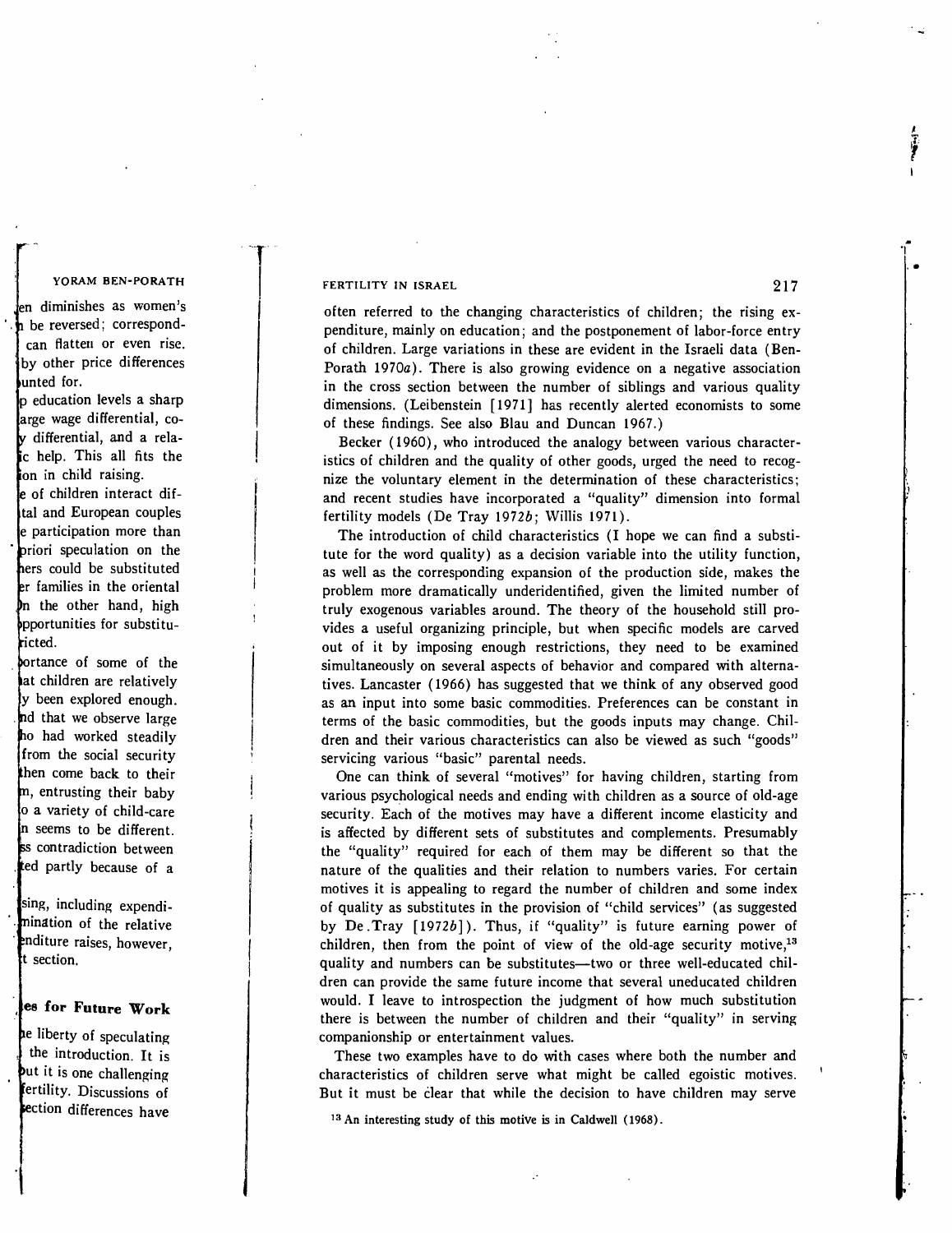often referred to the changing characteristics of children; the rising expenditure, mainly on education; and the postponement of labor-force entry of children. Large variations in these are evident in the Israeli data (Ben-Porath 1970*a*). There is also growing evidence on a negative association in the cross section between the number of siblings and various quality dimensions. (Leibenstein [1971] has recently alerted economists to some of these findings. See also Blau and Duncan 1967.)

Becker (1960), who introduced the analogy between various characteristics of children and the quality of other goods, urged the need to recognize the voluntary element in the determination of these characteristics; and recent studies have incorporated a "quality" dimension into formal fertility models (De Tray 1972*b*; Willis 1971).

The introduction of child characteristics (I hope we can find a substitute for the word quality) as a decision variable into the utility function, as well as the corresponding expansion of the production side, makes the problem more dramatically underidentified, given the limited number of truly exogenous variables around. The theory of the household still provides a useful organizing principle, but when specific models are carved out of it by imposing enough restrictions, they need to be examined simultaneously on several aspects of behavior and compared with alternatives. Lancaster (1966) has suggested that we think of any observed good as an input into some basic commodities. Preferences can be constant in terms of the basic commodities, but the goods inputs may change. Children and their various characteristics can also be viewed as such "goods" servicing various "basic" parental needs.

One can think of several "motives" for having children, starting from various psychological needs and ending with children as a source of old-age security. Each of the motives may have a different income elasticity and is affected by different sets of substitutes and complements. Presumably the "quality" required for each of them may be different so that the nature of the qualities and their relation to numbers varies. For certain motives it is appealing to regard the number of children and some index of quality as substitutes in the provision of "child services" (as suggested by De Tray [1972*b*]). Thus, if "quality" is future earning power of children, then from the point of view of the old-age security motive,[13] quality and numbers can be substitutes—two or three well-educated children can provide the same future income that several uneducated children would. I leave to introspection the judgment of how much substitution there is between the number of children and their "quality" in serving companionship or entertainment values.

These two examples have to do with cases where both the number and characteristics of children serve what might be called egoistic motives. But it must be clear that while the decision to have children may serve

[13] An interesting study of this motive is in Caldwell (1968).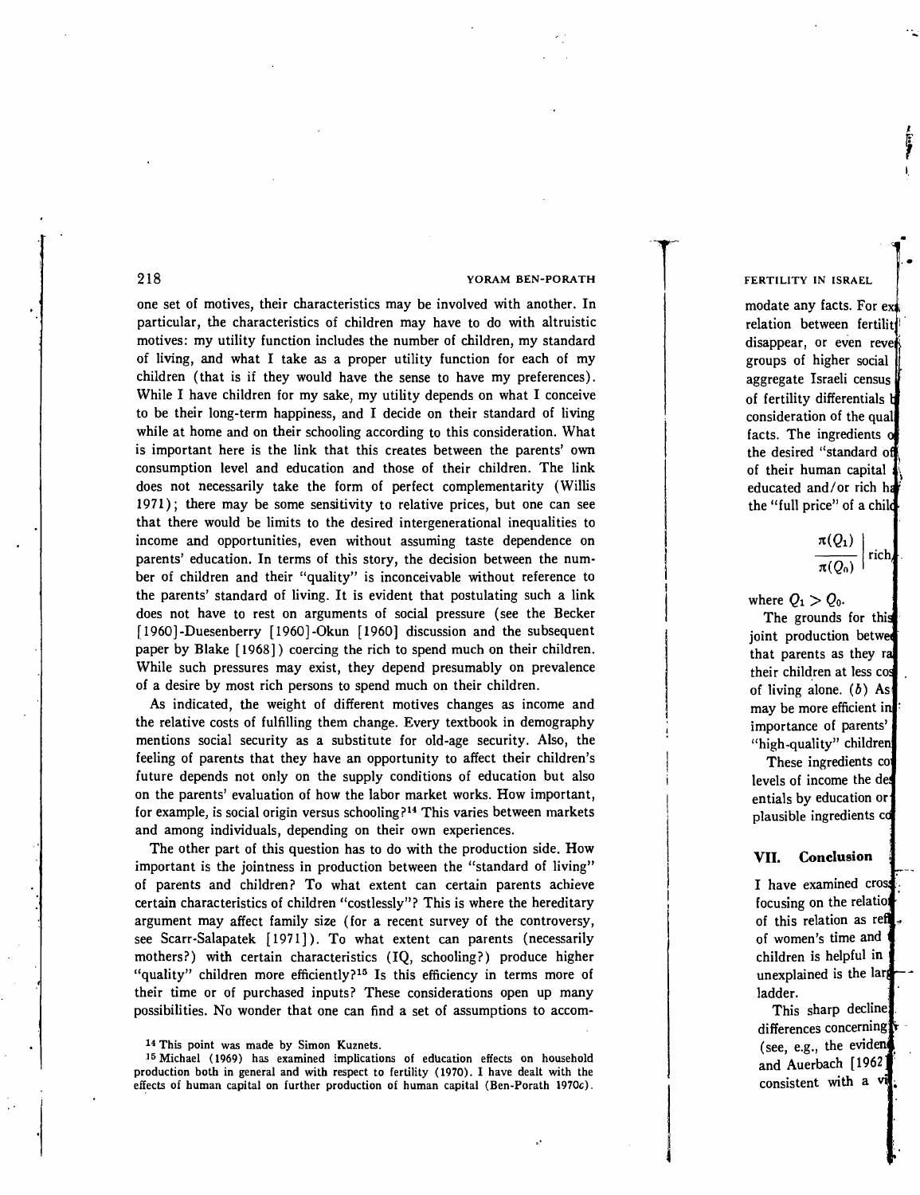one set of motives, their characteristics may be involved with another. In particular, the characteristics of children may have to do with altruistic motives: my utility function includes the number of children, my standard of living, and what I take as a proper utility function for each of my children (that is if they would have the sense to have my preferences). While I have children for my sake, my utility depends on what I conceive to be their long-term happiness, and I decide on their standard of living while at home and on their schooling according to this consideration. What is important here is the link that this creates between the parents' own consumption level and education and those of their children. The link does not necessarily take the form of perfect complementarity (Willis 1971); there may be some sensitivity to relative prices, but one can see that there would be limits to the desired intergenerational inequalities to income and opportunities, even without assuming taste dependence on parents' education. In terms of this story, the decision between the number of children and their "quality" is inconceivable without reference to the parents' standard of living. It is evident that postulating such a link does not have to rest on arguments of social pressure (see the Becker [1960]-Duesenberry [1960]-Okun [1960] discussion and the subsequent paper by Blake [1968]) coercing the rich to spend much on their children. While such pressures may exist, they depend presumably on prevalence of a desire by most rich persons to spend much on their children.

As indicated, the weight of different motives changes as income and the relative costs of fulfilling them change. Every textbook in demography mentions social security as a substitute for old-age security. Also, the feeling of parents that they have an opportunity to affect their children's future depends not only on the supply conditions of education but also on the parents' evaluation of how the labor market works. How important, for example, is social origin versus schooling?[14] This varies between markets and among individuals, depending on their own experiences.

The other part of this question has to do with the production side. How important is the jointness in production between the "standard of living" of parents and children? To what extent can certain parents achieve certain characteristics of children "costlessly"? This is where the hereditary argument may affect family size (for a recent survey of the controversy, see Scarr-Salapatek [1971]). To what extent can parents (necessarily mothers?) with certain characteristics (IQ, schooling?) produce higher "quality" children more efficiently?[15] Is this efficiency in terms more of their time or of purchased inputs? These considerations open up many possibilities. No wonder that one can find a set of assumptions to accom-

[14] This point was made by Simon Kuznets.

[15] Michael (1969) has examined implications of education effects on household production both in general and with respect to fertility (1970). I have dealt with the effects of human capital on further production of human capital (Ben-Porath 1970c).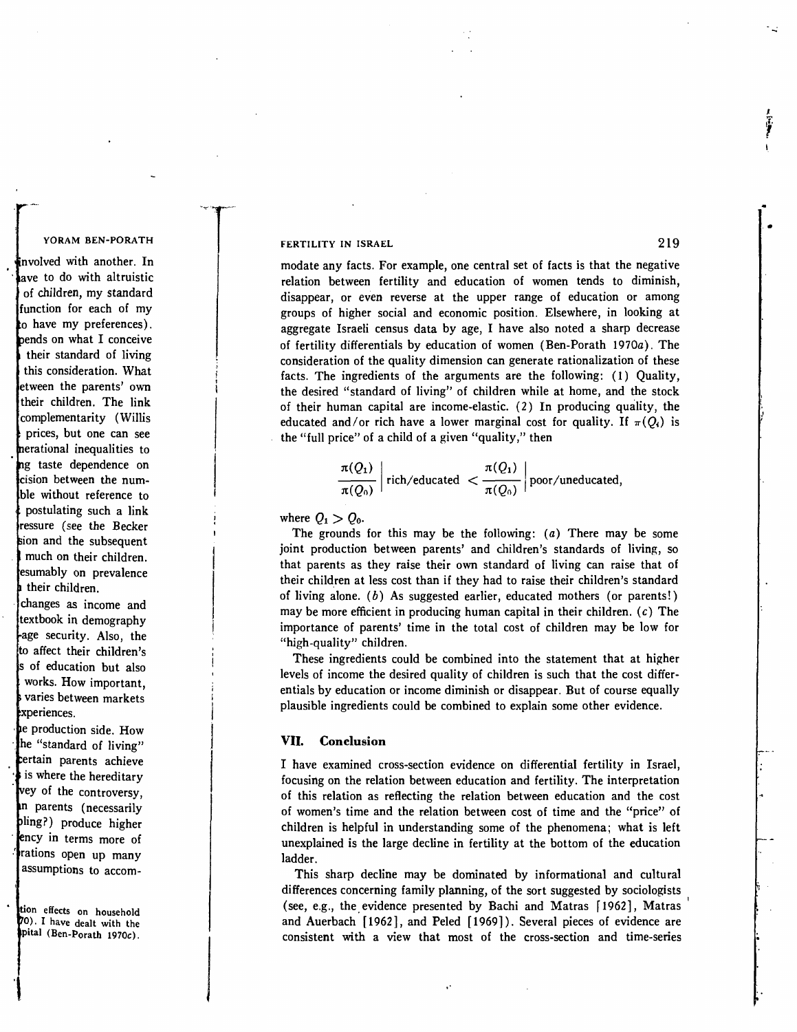modate any facts. For example, one central set of facts is that the negative relation between fertility and education of women tends to diminish, disappear, or even reverse at the upper range of education or among groups of higher social and economic position. Elsewhere, in looking at aggregate Israeli census data by age, I have also noted a sharp decrease of fertility differentials by education of women (Ben-Porath 1970*a*). The consideration of the quality dimension can generate rationalization of these facts. The ingredients of the arguments are the following: (1) Quality, the desired "standard of living" of children while at home, and the stock of their human capital are income-elastic. (2) In producing quality, the educated and/or rich have a lower marginal cost for quality. If $\pi(Q_i)$ is the "full price" of a child of a given "quality," then

$$\frac{\pi(Q_1)}{\pi(Q_0)}\bigg|\,\text{rich/educated} < \frac{\pi(Q_1)}{\pi(Q_0)}\bigg|\,\text{poor/uneducated},$$

where $Q_1 > Q_0$.

The grounds for this may be the following: (*a*) There may be some joint production between parents' and children's standards of living, so that parents as they raise their own standard of living can raise that of their children at less cost than if they had to raise their children's standard of living alone. (*b*) As suggested earlier, educated mothers (or parents!) may be more efficient in producing human capital in their children. (*c*) The importance of parents' time in the total cost of children may be low for "high-quality" children.

These ingredients could be combined into the statement that at higher levels of income the desired quality of children is such that the cost differentials by education or income diminish or disappear. But of course equally plausible ingredients could be combined to explain some other evidence.

## VII. Conclusion

I have examined cross-section evidence on differential fertility in Israel, focusing on the relation between education and fertility. The interpretation of this relation as reflecting the relation between education and the cost of women's time and the relation between cost of time and the "price" of children is helpful in understanding some of the phenomena; what is left unexplained is the large decline in fertility at the bottom of the education ladder.

This sharp decline may be dominated by informational and cultural differences concerning family planning, of the sort suggested by sociologists (see, e.g., the evidence presented by Bachi and Matras [1962], Matras and Auerbach [1962], and Peled [1969]). Several pieces of evidence are consistent with a view that most of the cross-section and time-series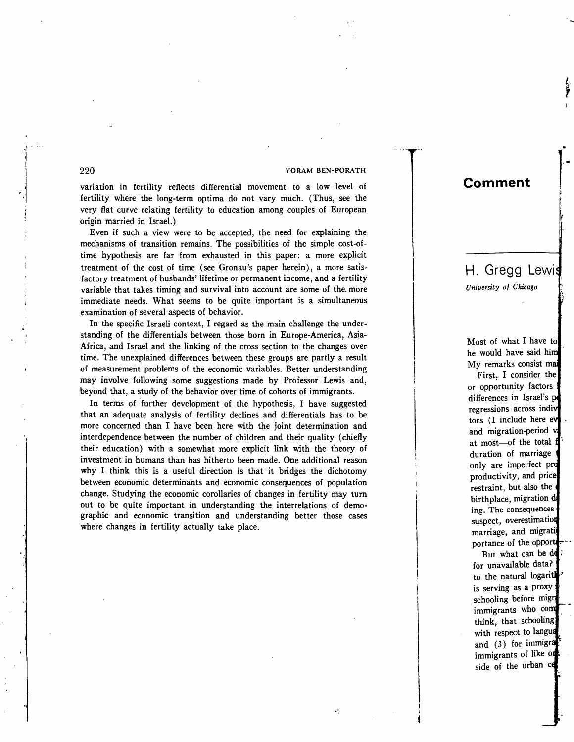variation in fertility reflects differential movement to a low level of fertility where the long-term optima do not vary much. (Thus, see the very flat curve relating fertility to education among couples of European origin married in Israel.)

Even if such a view were to be accepted, the need for explaining the mechanisms of transition remains. The possibilities of the simple cost-of-time hypothesis are far from exhausted in this paper: a more explicit treatment of the cost of time (see Gronau's paper herein), a more satisfactory treatment of husbands' lifetime or permanent income, and a fertility variable that takes timing and survival into account are some of the more immediate needs. What seems to be quite important is a simultaneous examination of several aspects of behavior.

In the specific Israeli context, I regard as the main challenge the understanding of the differentials between those born in Europe-America, Asia-Africa, and Israel and the linking of the cross section to the changes over time. The unexplained differences between these groups are partly a result of measurement problems of the economic variables. Better understanding may involve following some suggestions made by Professor Lewis and, beyond that, a study of the behavior over time of cohorts of immigrants.

In terms of further development of the hypothesis, I have suggested that an adequate analysis of fertility declines and differentials has to be more concerned than I have been here with the joint determination and interdependence between the number of children and their quality (chiefly their education) with a somewhat more explicit link with the theory of investment in humans than has hitherto been made. One additional reason why I think this is a useful direction is that it bridges the dichotomy between economic determinants and economic consequences of population change. Studying the economic corollaries of changes in fertility may turn out to be quite important in understanding the interrelations of demographic and economic transition and understanding better those cases where changes in fertility actually take place.

# Comment

## H. Gregg Lewi

*University of Chicago*

Most of what I have to
he would have said him
My remarks consist ma

First, I consider the
or opportunity factors
differences in Israel's p
regressions across indiv
tors (I include here ev
and migration-period v
at most—of the total f
duration of marriage
only are imperfect pro
productivity, and price
restraint, but also the
birthplace, migration d
ing. The consequences
suspect, overestimation
marriage, and migrati
portance of the opport

But what can be do
for unavailable data?
to the natural logarit
is serving as a proxy
schooling before migr
immigrants who com
think, that schooling
with respect to langua
and (3) for immigra
immigrants of like o
side of the urban c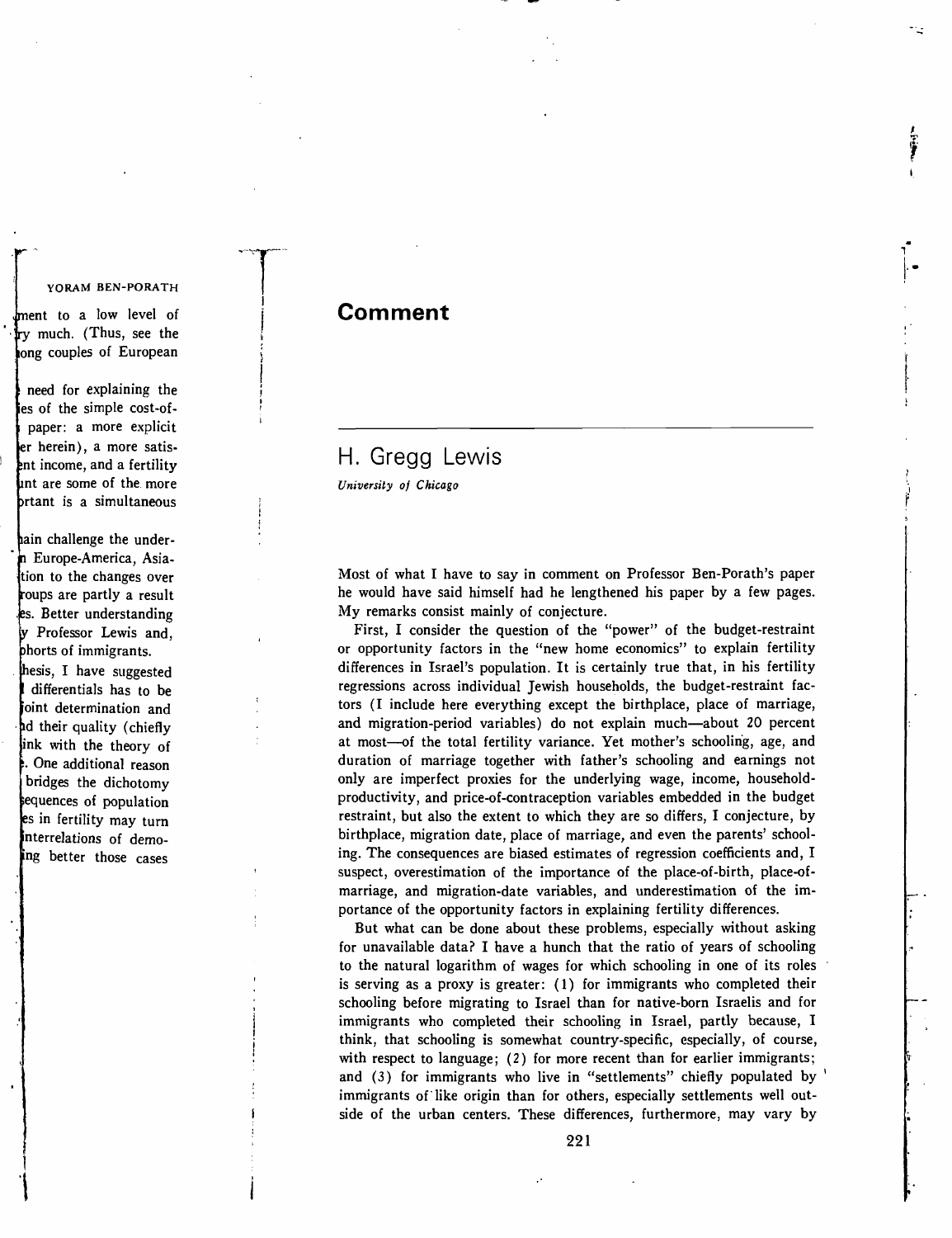# Comment

## H. Gregg Lewis

*University of Chicago*

Most of what I have to say in comment on Professor Ben-Porath's paper he would have said himself had he lengthened his paper by a few pages. My remarks consist mainly of conjecture.

First, I consider the question of the "power" of the budget-restraint or opportunity factors in the "new home economics" to explain fertility differences in Israel's population. It is certainly true that, in his fertility regressions across individual Jewish households, the budget-restraint factors (I include here everything except the birthplace, place of marriage, and migration-period variables) do not explain much—about 20 percent at most—of the total fertility variance. Yet mother's schooling, age, and duration of marriage together with father's schooling and earnings not only are imperfect proxies for the underlying wage, income, household-productivity, and price-of-contraception variables embedded in the budget restraint, but also the extent to which they are so differs, I conjecture, by birthplace, migration date, place of marriage, and even the parents' schooling. The consequences are biased estimates of regression coefficients and, I suspect, overestimation of the importance of the place-of-birth, place-of-marriage, and migration-date variables, and underestimation of the importance of the opportunity factors in explaining fertility differences.

But what can be done about these problems, especially without asking for unavailable data? I have a hunch that the ratio of years of schooling to the natural logarithm of wages for which schooling in one of its roles is serving as a proxy is greater: (1) for immigrants who completed their schooling before migrating to Israel than for native-born Israelis and for immigrants who completed their schooling in Israel, partly because, I think, that schooling is somewhat country-specific, especially, of course, with respect to language; (2) for more recent than for earlier immigrants; and (3) for immigrants who live in "settlements" chiefly populated by immigrants of like origin than for others, especially settlements well outside of the urban centers. These differences, furthermore, may vary by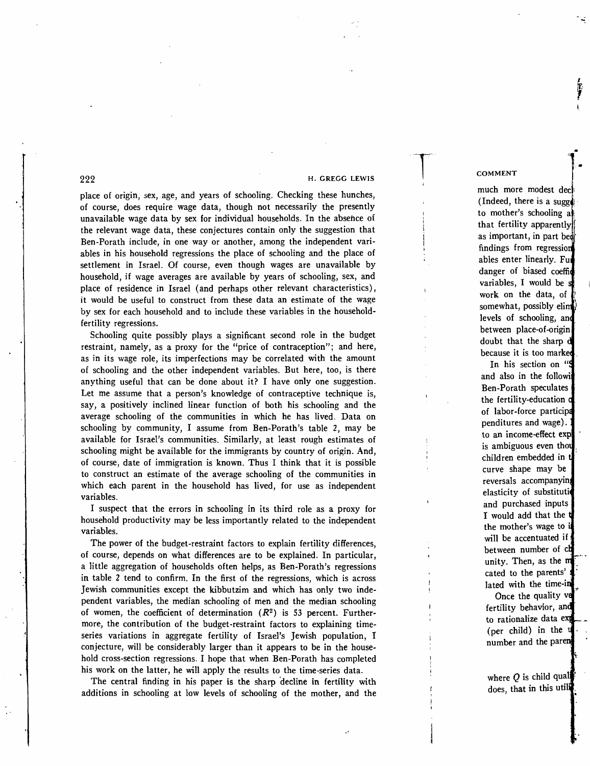place of origin, sex, age, and years of schooling. Checking these hunches, of course, does require wage data, though not necessarily the presently unavailable wage data by sex for individual households. In the absence of the relevant wage data, these conjectures contain only the suggestion that Ben-Porath include, in one way or another, among the independent variables in his household regressions the place of schooling and the place of settlement in Israel. Of course, even though wages are unavailable by household, if wage averages are available by years of schooling, sex, and place of residence in Israel (and perhaps other relevant characteristics), it would be useful to construct from these data an estimate of the wage by sex for each household and to include these variables in the household-fertility regressions.

Schooling quite possibly plays a significant second role in the budget restraint, namely, as a proxy for the "price of contraception"; and here, as in its wage role, its imperfections may be correlated with the amount of schooling and the other independent variables. But here, too, is there anything useful that can be done about it? I have only one suggestion. Let me assume that a person's knowledge of contraceptive technique is, say, a positively inclined linear function of both his schooling and the average schooling of the communities in which he has lived. Data on schooling by community, I assume from Ben-Porath's table 2, may be available for Israel's communities. Similarly, at least rough estimates of schooling might be available for the immigrants by country of origin. And, of course, date of immigration is known. Thus I think that it is possible to construct an estimate of the average schooling of the communities in which each parent in the household has lived, for use as independent variables.

I suspect that the errors in schooling in its third role as a proxy for household productivity may be less importantly related to the independent variables.

The power of the budget-restraint factors to explain fertility differences, of course, depends on what differences are to be explained. In particular, a little aggregation of households often helps, as Ben-Porath's regressions in table 2 tend to confirm. In the first of the regressions, which is across Jewish communities except the kibbutzim and which has only two independent variables, the median schooling of men and the median schooling of women, the coefficient of determination ($R^2$) is 53 percent. Furthermore, the contribution of the budget-restraint factors to explaining time-series variations in aggregate fertility of Israel's Jewish population, I conjecture, will be considerably larger than it appears to be in the household cross-section regressions. I hope that when Ben-Porath has completed his work on the latter, he will apply the results to the time-series data.

The central finding in his paper is the sharp decline in fertility with additions in schooling at low levels of schooling of the mother, and the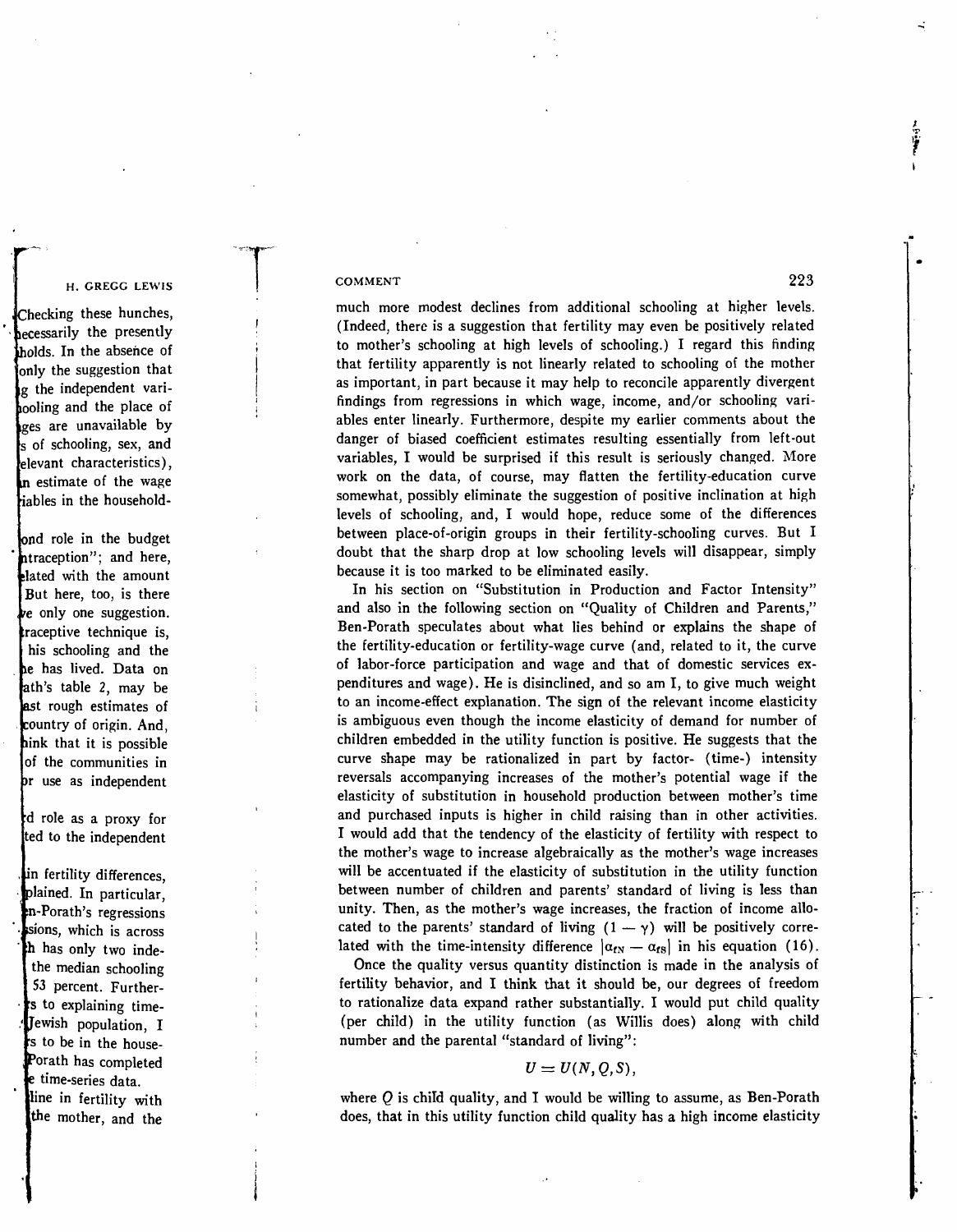much more modest declines from additional schooling at higher levels. (Indeed, there is a suggestion that fertility may even be positively related to mother's schooling at high levels of schooling.) I regard this finding that fertility apparently is not linearly related to schooling of the mother as important, in part because it may help to reconcile apparently divergent findings from regressions in which wage, income, and/or schooling variables enter linearly. Furthermore, despite my earlier comments about the danger of biased coefficient estimates resulting essentially from left-out variables, I would be surprised if this result is seriously changed. More work on the data, of course, may flatten the fertility-education curve somewhat, possibly eliminate the suggestion of positive inclination at high levels of schooling, and, I would hope, reduce some of the differences between place-of-origin groups in their fertility-schooling curves. But I doubt that the sharp drop at low schooling levels will disappear, simply because it is too marked to be eliminated easily.

In his section on "Substitution in Production and Factor Intensity" and also in the following section on "Quality of Children and Parents," Ben-Porath speculates about what lies behind or explains the shape of the fertility-education or fertility-wage curve (and, related to it, the curve of labor-force participation and wage and that of domestic services expenditures and wage). He is disinclined, and so am I, to give much weight to an income-effect explanation. The sign of the relevant income elasticity is ambiguous even though the income elasticity of demand for number of children embedded in the utility function is positive. He suggests that the curve shape may be rationalized in part by factor- (time-) intensity reversals accompanying increases of the mother's potential wage if the elasticity of substitution in household production between mother's time and purchased inputs is higher in child raising than in other activities. I would add that the tendency of the elasticity of fertility with respect to the mother's wage to increase algebraically as the mother's wage increases will be accentuated if the elasticity of substitution in the utility function between number of children and parents' standard of living is less than unity. Then, as the mother's wage increases, the fraction of income allocated to the parents' standard of living $(1 - \gamma)$ will be positively correlated with the time-intensity difference $|\alpha_{fN} - \alpha_{fS}|$ in his equation (16).

Once the quality versus quantity distinction is made in the analysis of fertility behavior, and I think that it should be, our degrees of freedom to rationalize data expand rather substantially. I would put child quality (per child) in the utility function (as Willis does) along with child number and the parental "standard of living":

$$U = U(N, Q, S),$$

where $Q$ is child quality, and I would be willing to assume, as Ben-Porath does, that in this utility function child quality has a high income elasticity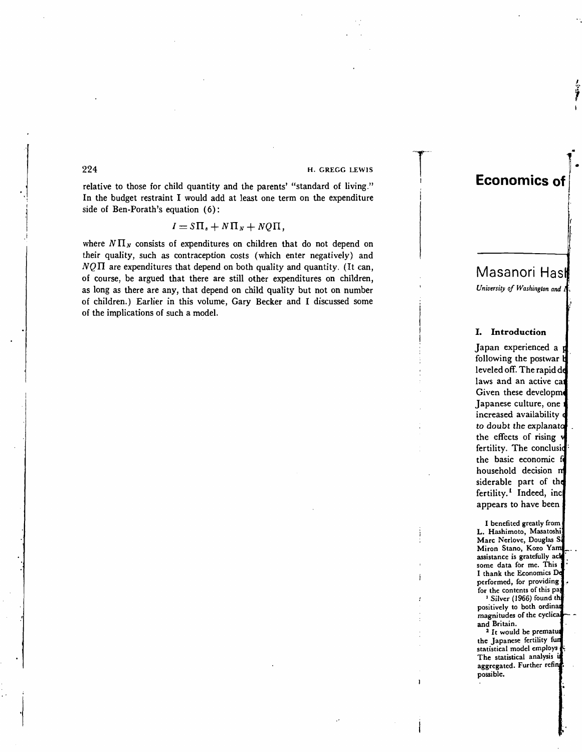relative to those for child quantity and the parents' "standard of living." In the budget restraint I would add at least one term on the expenditure side of Ben-Porath's equation (6):

$$I = S\Pi_s + N\Pi_N + NQ\Pi,$$

where $N\Pi_N$ consists of expenditures on children that do not depend on their quality, such as contraception costs (which enter negatively) and $NQ\Pi$ are expenditures that depend on both quality and quantity. (It can, of course, be argued that there are still other expenditures on children, as long as there are any, that depend on child quality but not on number of children.) Earlier in this volume, Gary Becker and I discussed some of the implications of such a model.